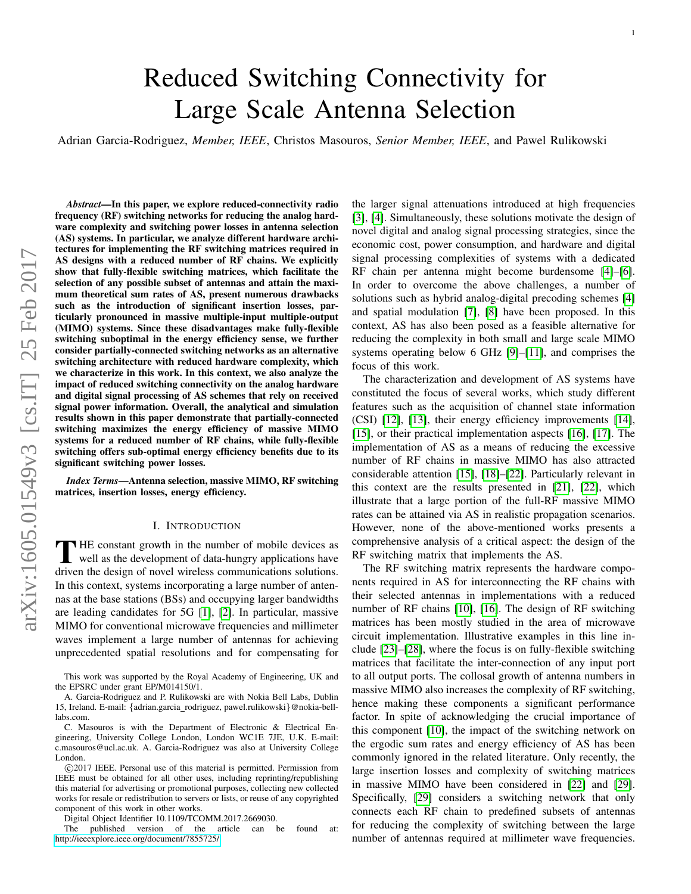# Reduced Switching Connectivity for Large Scale Antenna Selection

Adrian Garcia-Rodriguez, *Member, IEEE*, Christos Masouros, *Senior Member, IEEE*, and Pawel Rulikowski

***Abstract*—In this paper, we explore reduced-connectivity radio frequency (RF) switching networks for reducing the analog hardware complexity and switching power losses in antenna selection (AS) systems. In particular, we analyze different hardware architectures for implementing the RF switching matrices required in AS designs with a reduced number of RF chains. We explicitly show that fully-flexible switching matrices, which facilitate the selection of any possible subset of antennas and attain the maximum theoretical sum rates of AS, present numerous drawbacks such as the introduction of significant insertion losses, particularly pronounced in massive multiple-input multiple-output (MIMO) systems. Since these disadvantages make fully-flexible switching suboptimal in the energy efficiency sense, we further consider partially-connected switching networks as an alternative switching architecture with reduced hardware complexity, which we characterize in this work. In this context, we also analyze the impact of reduced switching connectivity on the analog hardware and digital signal processing of AS schemes that rely on received signal power information. Overall, the analytical and simulation results shown in this paper demonstrate that partially-connected switching maximizes the energy efficiency of massive MIMO systems for a reduced number of RF chains, while fully-flexible switching offers sub-optimal energy efficiency benefits due to its significant switching power losses.**

***Index Terms*—Antenna selection, massive MIMO, RF switching matrices, insertion losses, energy efficiency.**

## I. Introduction

The constant growth in the number of mobile devices as well as the development of data-hungry applications have driven the design of novel wireless communications solutions. In this context, systems incorporating a large number of antennas at the base stations (BSs) and occupying larger bandwidths are leading candidates for 5G [1], [2]. In particular, massive MIMO for conventional microwave frequencies and millimeter waves implement a large number of antennas for achieving unprecedented spatial resolutions and for compensating for the larger signal attenuations introduced at high frequencies [3], [4]. Simultaneously, these solutions motivate the design of novel digital and analog signal processing strategies, since the economic cost, power consumption, and hardware and digital signal processing complexities of systems with a dedicated RF chain per antenna might become burdensome [4]–[6]. In order to overcome the above challenges, a number of solutions such as hybrid analog-digital precoding schemes [4] and spatial modulation [7], [8] have been proposed. In this context, AS has also been posed as a feasible alternative for reducing the complexity in both small and large scale MIMO systems operating below 6 GHz [9]–[11], and comprises the focus of this work.

The characterization and development of AS systems have constituted the focus of several works, which study different features such as the acquisition of channel state information (CSI) [12], [13], their energy efficiency improvements [14], [15], or their practical implementation aspects [16], [17]. The implementation of AS as a means of reducing the excessive number of RF chains in massive MIMO has also attracted considerable attention [15], [18]–[22]. Particularly relevant in this context are the results presented in [21], [22], which illustrate that a large portion of the full-RF massive MIMO rates can be attained via AS in realistic propagation scenarios. However, none of the above-mentioned works presents a comprehensive analysis of a critical aspect: the design of the RF switching matrix that implements the AS.

The RF switching matrix represents the hardware components required in AS for interconnecting the RF chains with their selected antennas in implementations with a reduced number of RF chains [10], [16]. The design of RF switching matrices has been mostly studied in the area of microwave circuit implementation. Illustrative examples in this line include [23]–[28], where the focus is on fully-flexible switching matrices that facilitate the inter-connection of any input port to all output ports. The collosal growth of antenna numbers in massive MIMO also increases the complexity of RF switching, hence making these components a significant performance factor. In spite of acknowledging the crucial importance of this component [10], the impact of the switching network on the ergodic sum rates and energy efficiency of AS has been commonly ignored in the related literature. Only recently, the large insertion losses and complexity of switching matrices in massive MIMO have been considered in [22] and [29]. Specifically, [29] considers a switching network that only connects each RF chain to predefined subsets of antennas for reducing the complexity of switching between the large number of antennas required at millimeter wave frequencies.

This work was supported by the Royal Academy of Engineering, UK and the EPSRC under grant EP/M014150/1.

A. Garcia-Rodriguez and P. Rulikowski are with Nokia Bell Labs, Dublin 15, Ireland. E-mail: {adrian.garcia_rodriguez, pawel.rulikowski}@nokia-bell-labs.com.

C. Masouros is with the Department of Electronic & Electrical Engineering, University College London, London WC1E 7JE, U.K. E-mail: c.masouros@ucl.ac.uk. A. Garcia-Rodriguez was also at University College London.

©2017 IEEE. Personal use of this material is permitted. Permission from IEEE must be obtained for all other uses, including reprinting/republishing this material for advertising or promotional purposes, collecting new collected works for resale or redistribution to servers or lists, or reuse of any copyrighted component of this work in other works.

Digital Object Identifier 10.1109/TCOMM.2017.2669030.

The published version of the article can be found at: http://ieeexplore.ieee.org/document/7855725/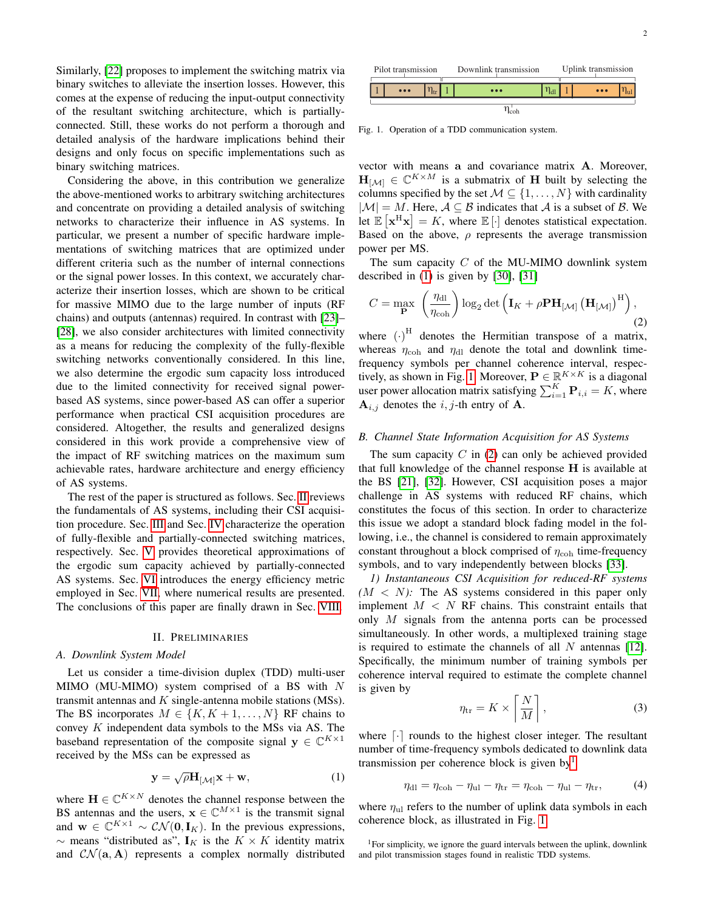Similarly, [22] proposes to implement the switching matrix via binary switches to alleviate the insertion losses. However, this comes at the expense of reducing the input-output connectivity of the resultant switching architecture, which is partially-connected. Still, these works do not perform a thorough and detailed analysis of the hardware implications behind their designs and only focus on specific implementations such as binary switching matrices.

Considering the above, in this contribution we generalize the above-mentioned works to arbitrary switching architectures and concentrate on providing a detailed analysis of switching networks to characterize their influence in AS systems. In particular, we present a number of specific hardware implementations of switching matrices that are optimized under different criteria such as the number of internal connections or the signal power losses. In this context, we accurately characterize their insertion losses, which are shown to be critical for massive MIMO due to the large number of inputs (RF chains) and outputs (antennas) required. In contrast with [23]–[28], we also consider architectures with limited connectivity as a means for reducing the complexity of the fully-flexible switching networks conventionally considered. In this line, we also determine the ergodic sum capacity loss introduced due to the limited connectivity for received signal power-based AS systems, since power-based AS can offer a superior performance when practical CSI acquisition procedures are considered. Altogether, the results and generalized designs considered in this work provide a comprehensive view of the impact of RF switching matrices on the maximum sum achievable rates, hardware architecture and energy efficiency of AS systems.

The rest of the paper is structured as follows. Sec. II reviews the fundamentals of AS systems, including their CSI acquisition procedure. Sec. III and Sec. IV characterize the operation of fully-flexible and partially-connected switching matrices, respectively. Sec. V provides theoretical approximations of the ergodic sum capacity achieved by partially-connected AS systems. Sec. VI introduces the energy efficiency metric employed in Sec. VII, where numerical results are presented. The conclusions of this paper are finally drawn in Sec. VIII.

## II. Preliminaries

### A. Downlink System Model

Let us consider a time-division duplex (TDD) multi-user MIMO (MU-MIMO) system comprised of a BS with $N$ transmit antennas and $K$ single-antenna mobile stations (MSs). The BS incorporates $M \in \{K, K+1, \ldots, N\}$ RF chains to convey $K$ independent data symbols to the MSs via AS. The baseband representation of the composite signal $\mathbf{y} \in \mathbb{C}^{K\times 1}$ received by the MSs can be expressed as

$$\mathbf{y} = \sqrt{\rho}\mathbf{H}_{[\mathcal{M}]}\mathbf{x} + \mathbf{w}, \tag{1}$$

where $\mathbf{H} \in \mathbb{C}^{K\times N}$ denotes the channel response between the BS antennas and the users, $\mathbf{x} \in \mathbb{C}^{M\times 1}$ is the transmit signal and $\mathbf{w} \in \mathbb{C}^{K\times 1} \sim \mathcal{CN}(\mathbf{0}, \mathbf{I}_K)$. In the previous expressions, $\sim$ means "distributed as", $\mathbf{I}_K$ is the $K \times K$ identity matrix and $\mathcal{CN}(\mathbf{a}, \mathbf{A})$ represents a complex normally distributed vector with means $\mathbf{a}$ and covariance matrix $\mathbf{A}$. Moreover, $\mathbf{H}_{[\mathcal{M}]} \in \mathbb{C}^{K\times M}$ is a submatrix of $\mathbf{H}$ built by selecting the columns specified by the set $\mathcal{M} \subseteq \{1, \ldots, N\}$ with cardinality $|\mathcal{M}| = M$. Here, $\mathcal{A} \subseteq \mathcal{B}$ indicates that $\mathcal{A}$ is a subset of $\mathcal{B}$. We let $\mathbb{E}\left[\mathbf{x}^{\mathrm{H}}\mathbf{x}\right] = K$, where $\mathbb{E}\left[\cdot\right]$ denotes statistical expectation. Based on the above, $\rho$ represents the average transmission power per MS.

Pilot transmission | Downlink transmission | Uplink transmission: $1 \cdots \eta_{\mathrm{tr}}$ | $1 \cdots \eta_{\mathrm{dl}}$ | $1 \cdots \eta_{\mathrm{ul}}$; total $\eta_{\mathrm{coh}}$

Fig. 1. Operation of a TDD communication system.

The sum capacity $C$ of the MU-MIMO downlink system described in (1) is given by [30], [31]

$$C = \max_{\mathbf{P}} \left(\frac{\eta_{\mathrm{dl}}}{\eta_{\mathrm{coh}}}\right) \log_2 \det\left(\mathbf{I}_K + \rho \mathbf{P}\mathbf{H}_{[\mathcal{M}]}\left(\mathbf{H}_{[\mathcal{M}]}\right)^{\mathrm{H}}\right), \tag{2}$$

where $(\cdot)^{\mathrm{H}}$ denotes the Hermitian transpose of a matrix, whereas $\eta_{\mathrm{coh}}$ and $\eta_{\mathrm{dl}}$ denote the total and downlink time-frequency symbols per channel coherence interval, respectively, as shown in Fig. 1. Moreover, $\mathbf{P} \in \mathbb{R}^{K\times K}$ is a diagonal user power allocation matrix satisfying $\sum_{i=1}^{K} \mathbf{P}_{i,i} = K$, where $\mathbf{A}_{i,j}$ denotes the $i,j$-th entry of $\mathbf{A}$.

### B. Channel State Information Acquisition for AS Systems

The sum capacity $C$ in (2) can only be achieved provided that full knowledge of the channel response $\mathbf{H}$ is available at the BS [21], [32]. However, CSI acquisition poses a major challenge in AS systems with reduced RF chains, which constitutes the focus of this section. In order to characterize this issue we adopt a standard block fading model in the following, i.e., the channel is considered to remain approximately constant throughout a block comprised of $\eta_{\mathrm{coh}}$ time-frequency symbols, and to vary independently between blocks [33].

*1) Instantaneous CSI Acquisition for reduced-RF systems ($M < N$):* The AS systems considered in this paper only implement $M < N$ RF chains. This constraint entails that only $M$ signals from the antenna ports can be processed simultaneously. In other words, a multiplexed training stage is required to estimate the channels of all $N$ antennas [12]. Specifically, the minimum number of training symbols per coherence interval required to estimate the complete channel is given by

$$\eta_{\mathrm{tr}} = K \times \left\lceil \frac{N}{M} \right\rceil, \tag{3}$$

where $\lceil\cdot\rceil$ rounds to the highest closer integer. The resultant number of time-frequency symbols dedicated to downlink data transmission per coherence block is given by[1]

$$\eta_{\mathrm{dl}} = \eta_{\mathrm{coh}} - \eta_{\mathrm{ul}} - \eta_{\mathrm{tr}} = \eta_{\mathrm{coh}} - \eta_{\mathrm{ul}} - \eta_{\mathrm{tr}}, \tag{4}$$

where $\eta_{\mathrm{ul}}$ refers to the number of uplink data symbols in each coherence block, as illustrated in Fig. 1.

[1] For simplicity, we ignore the guard intervals between the uplink, downlink and pilot transmission stages found in realistic TDD systems.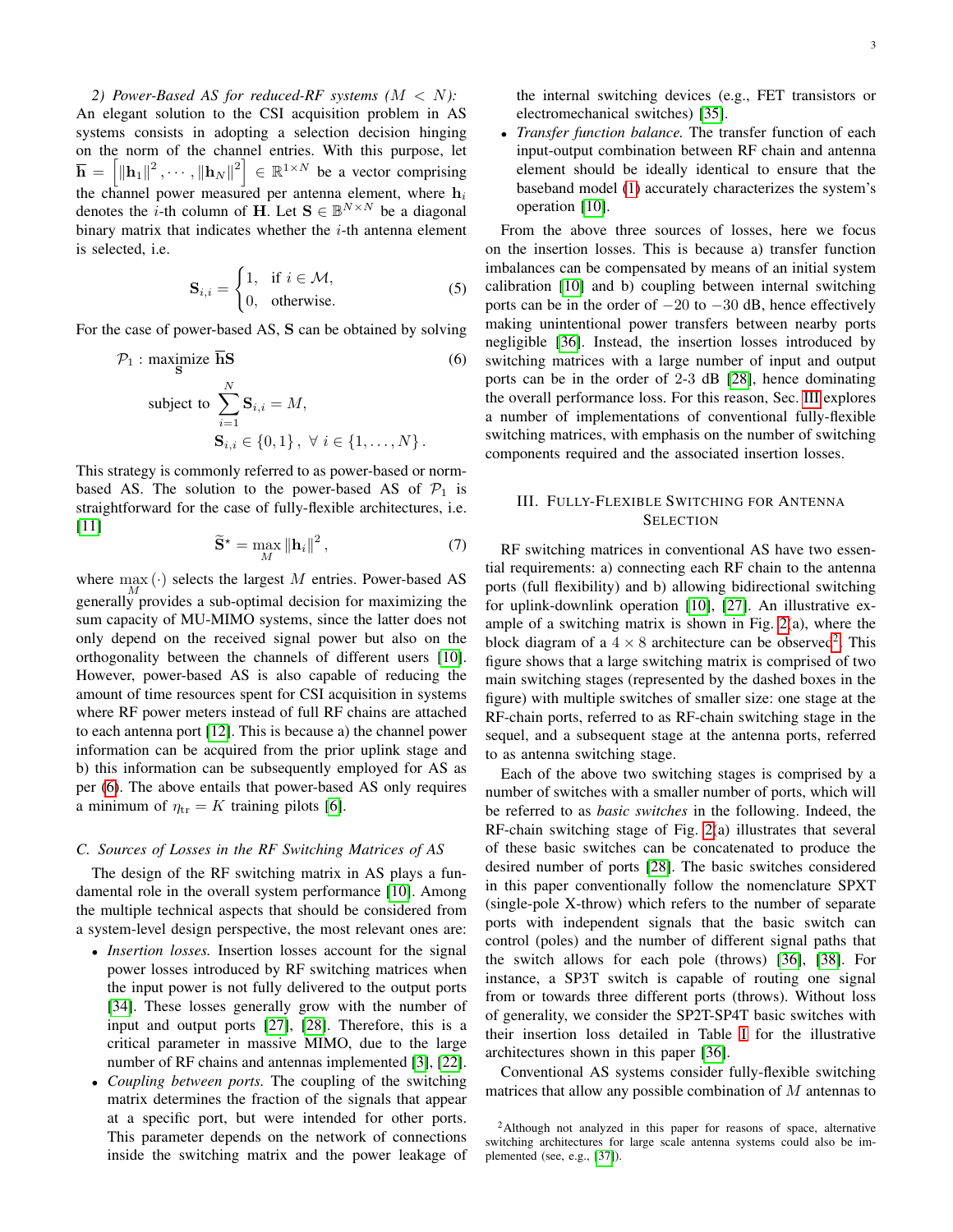*2) Power-Based AS for reduced-RF systems ($M < N$):* An elegant solution to the CSI acquisition problem in AS systems consists in adopting a selection decision hinging on the norm of the channel entries. With this purpose, let $\overline{\mathbf{h}} = \left[\|\mathbf{h}_1\|^2, \cdots, \|\mathbf{h}_N\|^2\right] \in \mathbb{R}^{1\times N}$ be a vector comprising the channel power measured per antenna element, where $\mathbf{h}_i$ denotes the $i$-th column of $\mathbf{H}$. Let $\mathbf{S} \in \mathbb{B}^{N\times N}$ be a diagonal binary matrix that indicates whether the $i$-th antenna element is selected, i.e.

$$\mathbf{S}_{i,i} = \begin{cases} 1, & \text{if } i \in \mathcal{M}, \\ 0, & \text{otherwise.} \end{cases} \tag{5}$$

For the case of power-based AS, $\mathbf{S}$ can be obtained by solving

$$\begin{aligned} \mathcal{P}_1 : \underset{\mathbf{S}}{\text{maximize}} \ & \overline{\mathbf{h}}\mathbf{S} \\ \text{subject to } & \sum_{i=1}^{N} \mathbf{S}_{i,i} = M, \\ & \mathbf{S}_{i,i} \in \{0,1\}, \ \forall \ i \in \{1,\ldots,N\}. \end{aligned} \tag{6}$$

This strategy is commonly referred to as power-based or norm-based AS. The solution to the power-based AS of $\mathcal{P}_1$ is straightforward for the case of fully-flexible architectures, i.e. [11]

$$\widetilde{\mathbf{S}}^{\star} = \max_{M} \|\mathbf{h}_i\|^2, \tag{7}$$

where $\max_{M}(\cdot)$ selects the largest $M$ entries. Power-based AS generally provides a sub-optimal decision for maximizing the sum capacity of MU-MIMO systems, since the latter does not only depend on the received signal power but also on the orthogonality between the channels of different users [10]. However, power-based AS is also capable of reducing the amount of time resources spent for CSI acquisition in systems where RF power meters instead of full RF chains are attached to each antenna port [12]. This is because a) the channel power information can be acquired from the prior uplink stage and b) this information can be subsequently employed for AS as per (6). The above entails that power-based AS only requires a minimum of $\eta_{\text{tr}} = K$ training pilots [6].

### C. Sources of Losses in the RF Switching Matrices of AS

The design of the RF switching matrix in AS plays a fundamental role in the overall system performance [10]. Among the multiple technical aspects that should be considered from a system-level design perspective, the most relevant ones are:

- *Insertion losses.* Insertion losses account for the signal power losses introduced by RF switching matrices when the input power is not fully delivered to the output ports [34]. These losses generally grow with the number of input and output ports [27], [28]. Therefore, this is a critical parameter in massive MIMO, due to the large number of RF chains and antennas implemented [3], [22].
- *Coupling between ports.* The coupling of the switching matrix determines the fraction of the signals that appear at a specific port, but were intended for other ports. This parameter depends on the network of connections inside the switching matrix and the power leakage of the internal switching devices (e.g., FET transistors or electromechanical switches) [35].
- *Transfer function balance.* The transfer function of each input-output combination between RF chain and antenna element should be ideally identical to ensure that the baseband model (1) accurately characterizes the system's operation [10].

From the above three sources of losses, here we focus on the insertion losses. This is because a) transfer function imbalances can be compensated by means of an initial system calibration [10] and b) coupling between internal switching ports can be in the order of $-20$ to $-30$ dB, hence effectively making unintentional power transfers between nearby ports negligible [36]. Instead, the insertion losses introduced by switching matrices with a large number of input and output ports can be in the order of 2-3 dB [28], hence dominating the overall performance loss. For this reason, Sec. III explores a number of implementations of conventional fully-flexible switching matrices, with emphasis on the number of switching components required and the associated insertion losses.

## III. Fully-Flexible Switching for Antenna Selection

RF switching matrices in conventional AS have two essential requirements: a) connecting each RF chain to the antenna ports (full flexibility) and b) allowing bidirectional switching for uplink-downlink operation [10], [27]. An illustrative example of a switching matrix is shown in Fig. 2(a), where the block diagram of a $4 \times 8$ architecture can be observed[2]. This figure shows that a large switching matrix is comprised of two main switching stages (represented by the dashed boxes in the figure) with multiple switches of smaller size: one stage at the RF-chain ports, referred to as RF-chain switching stage in the sequel, and a subsequent stage at the antenna ports, referred to as antenna switching stage.

Each of the above two switching stages is comprised by a number of switches with a smaller number of ports, which will be referred to as *basic switches* in the following. Indeed, the RF-chain switching stage of Fig. 2(a) illustrates that several of these basic switches can be concatenated to produce the desired number of ports [28]. The basic switches considered in this paper conventionally follow the nomenclature SPXT (single-pole X-throw) which refers to the number of separate ports with independent signals that the basic switch can control (poles) and the number of different signal paths that the switch allows for each pole (throws) [36], [38]. For instance, a SP3T switch is capable of routing one signal from or towards three different ports (throws). Without loss of generality, we consider the SP2T-SP4T basic switches with their insertion loss detailed in Table I for the illustrative architectures shown in this paper [36].

Conventional AS systems consider fully-flexible switching matrices that allow any possible combination of $M$ antennas to

[2] Although not analyzed in this paper for reasons of space, alternative switching architectures for large scale antenna systems could also be implemented (see, e.g., [37]).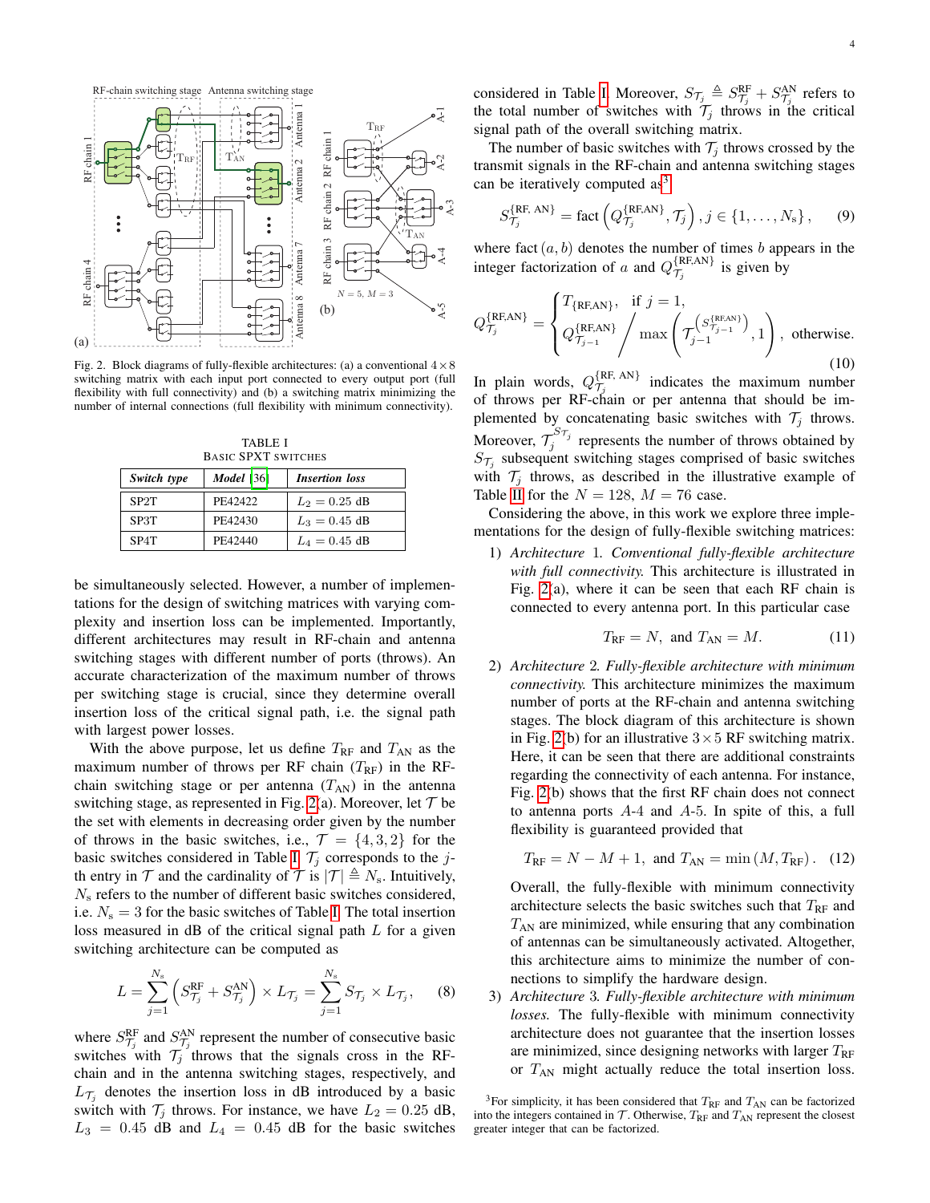Fig. 2. Block diagrams of fully-flexible architectures: (a) a conventional $4 \times 8$ switching matrix with each input port connected to every output port (full flexibility with full connectivity) and (b) a switching matrix minimizing the number of internal connections (full flexibility with minimum connectivity).

TABLE I
BASIC SPXT SWITCHES

| *Switch type* | *Model* [36] | *Insertion loss* |
|---|---|---|
| SP2T | PE42422 | $L_2 = 0.25$ dB |
| SP3T | PE42430 | $L_3 = 0.45$ dB |
| SP4T | PE42440 | $L_4 = 0.45$ dB |

be simultaneously selected. However, a number of implementations for the design of switching matrices with varying complexity and insertion loss can be implemented. Importantly, different architectures may result in RF-chain and antenna switching stages with different number of ports (throws). An accurate characterization of the maximum number of throws per switching stage is crucial, since they determine overall insertion loss of the critical signal path, i.e. the signal path with largest power losses.

With the above purpose, let us define $T_{\text{RF}}$ and $T_{\text{AN}}$ as the maximum number of throws per RF chain ($T_{\text{RF}}$) in the RF-chain switching stage or per antenna ($T_{\text{AN}}$) in the antenna switching stage, as represented in Fig. 2(a). Moreover, let $\mathcal{T}$ be the set with elements in decreasing order given by the number of throws in the basic switches, i.e., $\mathcal{T} = \{4, 3, 2\}$ for the basic switches considered in Table I. $\mathcal{T}_j$ corresponds to the $j$-th entry in $\mathcal{T}$ and the cardinality of $\mathcal{T}$ is $|\mathcal{T}| \triangleq N_{\text{s}}$. Intuitively, $N_{\text{s}}$ refers to the number of different basic switches considered, i.e. $N_{\text{s}} = 3$ for the basic switches of Table I. The total insertion loss measured in dB of the critical signal path $L$ for a given switching architecture can be computed as

$$L = \sum_{j=1}^{N_{\text{s}}} \left( S_{\mathcal{T}_j}^{\text{RF}} + S_{\mathcal{T}_j}^{\text{AN}} \right) \times L_{\mathcal{T}_j} = \sum_{j=1}^{N_{\text{s}}} S_{\mathcal{T}_j} \times L_{\mathcal{T}_j}, \quad (8)$$

where $S_{\mathcal{T}_j}^{\text{RF}}$ and $S_{\mathcal{T}_j}^{\text{AN}}$ represent the number of consecutive basic switches with $\mathcal{T}_j$ throws that the signals cross in the RF-chain and in the antenna switching stages, respectively, and $L_{\mathcal{T}_j}$ denotes the insertion loss in dB introduced by a basic switch with $\mathcal{T}_j$ throws. For instance, we have $L_2 = 0.25$ dB, $L_3 = 0.45$ dB and $L_4 = 0.45$ dB for the basic switches considered in Table I. Moreover, $S_{\mathcal{T}_j} \triangleq S_{\mathcal{T}_j}^{\text{RF}} + S_{\mathcal{T}_j}^{\text{AN}}$ refers to the total number of switches with $\mathcal{T}_j$ throws in the critical signal path of the overall switching matrix.

The number of basic switches with $\mathcal{T}_j$ throws crossed by the transmit signals in the RF-chain and antenna switching stages can be iteratively computed as[3]

$$S_{\mathcal{T}_j}^{\{\text{RF, AN}\}} = \text{fact}\left( Q_{\mathcal{T}_j}^{\{\text{RF,AN}\}}, \mathcal{T}_j \right), j \in \{1, \ldots, N_{\text{s}}\}, \quad (9)$$

where $\text{fact}\,(a, b)$ denotes the number of times $b$ appears in the integer factorization of $a$ and $Q_{\mathcal{T}_j}^{\{\text{RF,AN}\}}$ is given by

$$Q_{\mathcal{T}_j}^{\{\text{RF,AN}\}} = \begin{cases} T_{\{\text{RF,AN}\}}, & \text{if } j = 1, \\ Q_{\mathcal{T}_{j-1}}^{\{\text{RF,AN}\}} \Big/ \max\left( \mathcal{T}_{j-1}^{\left(S_{\mathcal{T}_{j-1}}^{\{\text{RF,AN}\}}\right)}, 1 \right), & \text{otherwise.} \end{cases} \quad (10)$$

In plain words, $Q_{\mathcal{T}_j}^{\{\text{RF, AN}\}}$ indicates the maximum number of throws per RF-chain or per antenna that should be implemented by concatenating basic switches with $\mathcal{T}_j$ throws. Moreover, $\mathcal{T}_j^{S_{\mathcal{T}_j}}$ represents the number of throws obtained by $S_{\mathcal{T}_j}$ subsequent switching stages comprised of basic switches with $\mathcal{T}_j$ throws, as described in the illustrative example of Table II for the $N = 128$, $M = 76$ case.

Considering the above, in this work we explore three implementations for the design of fully-flexible switching matrices:

1) *Architecture* 1. *Conventional fully-flexible architecture with full connectivity.* This architecture is illustrated in Fig. 2(a), where it can be seen that each RF chain is connected to every antenna port. In this particular case

$$T_{\text{RF}} = N, \text{ and } T_{\text{AN}} = M. \quad (11)$$

2) *Architecture* 2. *Fully-flexible architecture with minimum connectivity.* This architecture minimizes the maximum number of ports at the RF-chain and antenna switching stages. The block diagram of this architecture is shown in Fig. 2(b) for an illustrative $3 \times 5$ RF switching matrix. Here, it can be seen that there are additional constraints regarding the connectivity of each antenna. For instance, Fig. 2(b) shows that the first RF chain does not connect to antenna ports *A*-4 and *A*-5. In spite of this, a full flexibility is guaranteed provided that

$$T_{\text{RF}} = N - M + 1, \text{ and } T_{\text{AN}} = \min\left(M, T_{\text{RF}}\right). \quad (12)$$

Overall, the fully-flexible with minimum connectivity architecture selects the basic switches such that $T_{\text{RF}}$ and $T_{\text{AN}}$ are minimized, while ensuring that any combination of antennas can be simultaneously activated. Altogether, this architecture aims to minimize the number of connections to simplify the hardware design.

3) *Architecture* 3. *Fully-flexible architecture with minimum losses.* The fully-flexible with minimum connectivity architecture does not guarantee that the insertion losses are minimized, since designing networks with larger $T_{\text{RF}}$ or $T_{\text{AN}}$ might actually reduce the total insertion loss.

[3] For simplicity, it has been considered that $T_{\text{RF}}$ and $T_{\text{AN}}$ can be factorized into the integers contained in $\mathcal{T}$. Otherwise, $T_{\text{RF}}$ and $T_{\text{AN}}$ represent the closest greater integer that can be factorized.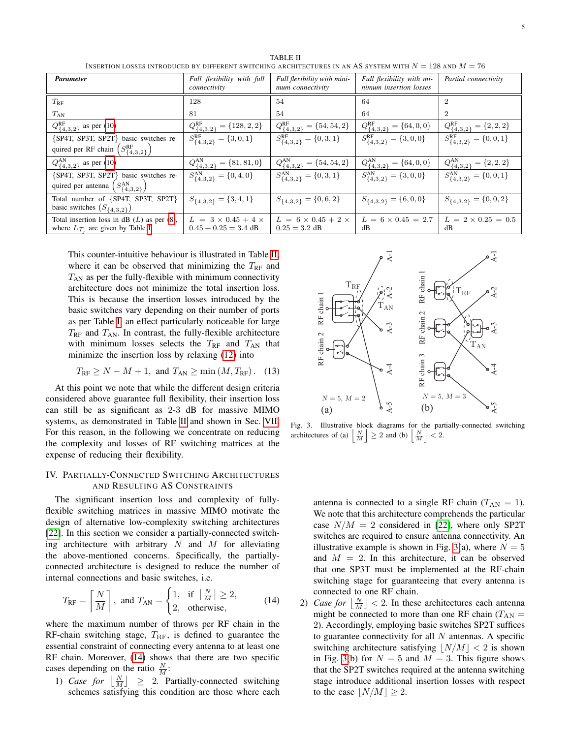TABLE II

INSERTION LOSSES INTRODUCED BY DIFFERENT SWITCHING ARCHITECTURES IN AN AS SYSTEM WITH $N = 128$ AND $M = 76$

| ***Parameter*** | *Full flexibility with full connectivity* | *Full flexibility with minimum connectivity* | *Full flexibility with minimum insertion losses* | *Partial connectivity* |
|---|---|---|---|---|
| $T_{\text{RF}}$ | 128 | 54 | 64 | 2 |
| $T_{\text{AN}}$ | 81 | 54 | 64 | 2 |
| $Q^{\text{RF}}_{\{4,3,2\}}$ as per (10) | $Q^{\text{RF}}_{\{4,3,2\}} = \{128, 2, 2\}$ | $Q^{\text{RF}}_{\{4,3,2\}} = \{54, 54, 2\}$ | $Q^{\text{RF}}_{\{4,3,2\}} = \{64, 0, 0\}$ | $Q^{\text{RF}}_{\{4,3,2\}} = \{2, 2, 2\}$ |
| {SP4T, SP3T, SP2T} basic switches required per RF chain $\left(S^{\text{RF}}_{\{4,3,2\}}\right)$ | $S^{\text{RF}}_{\{4,3,2\}} = \{3, 0, 1\}$ | $S^{\text{RF}}_{\{4,3,2\}} = \{0, 3, 1\}$ | $S^{\text{RF}}_{\{4,3,2\}} = \{3, 0, 0\}$ | $S^{\text{RF}}_{\{4,3,2\}} = \{0, 0, 1\}$ |
| $Q^{\text{AN}}_{\{4,3,2\}}$ as per (10) | $Q^{\text{AN}}_{\{4,3,2\}} = \{81, 81, 0\}$ | $Q^{\text{AN}}_{\{4,3,2\}} = \{54, 54, 2\}$ | $Q^{\text{AN}}_{\{4,3,2\}} = \{64, 0, 0\}$ | $Q^{\text{AN}}_{\{4,3,2\}} = \{2, 2, 2\}$ |
| {SP4T, SP3T, SP2T} basic switches required per antenna $\left(S^{\text{AN}}_{\{4,3,2\}}\right)$ | $S^{\text{AN}}_{\{4,3,2\}} = \{0, 4, 0\}$ | $S^{\text{AN}}_{\{4,3,2\}} = \{0, 3, 1\}$ | $S^{\text{AN}}_{\{4,3,2\}} = \{3, 0, 0\}$ | $S^{\text{AN}}_{\{4,3,2\}} = \{0, 0, 1\}$ |
| Total number of {SP4T, SP3T, SP2T} basic switches $\left(S_{\{4,3,2\}}\right)$ | $S_{\{4,3,2\}} = \{3, 4, 1\}$ | $S_{\{4,3,2\}} = \{0, 6, 2\}$ | $S_{\{4,3,2\}} = \{6, 0, 0\}$ | $S_{\{4,3,2\}} = \{0, 0, 2\}$ |
| Total insertion loss in dB ($L$) as per (8), where $L_{\mathcal{T}_j}$ are given by Table I | $L = 3 \times 0.45 + 4 \times 0.45 + 0.25 = 3.4$ dB | $L = 6 \times 0.45 + 2 \times 0.25 = 3.2$ dB | $L = 6 \times 0.45 = 2.7$ dB | $L = 2 \times 0.25 = 0.5$ dB |

This counter-intuitive behaviour is illustrated in Table II, where it can be observed that minimizing the $T_{\text{RF}}$ and $T_{\text{AN}}$ as per the fully-flexible with minimum connectivity architecture does not minimize the total insertion loss. This is because the insertion losses introduced by the basic switches vary depending on their number of ports as per Table I, an effect particularly noticeable for large $T_{\text{RF}}$ and $T_{\text{AN}}$. In contrast, the fully-flexible architecture with minimum losses selects the $T_{\text{RF}}$ and $T_{\text{AN}}$ that minimize the insertion loss by relaxing (12) into

$$T_{\text{RF}} \geq N - M + 1, \text{ and } T_{\text{AN}} \geq \min\left(M, T_{\text{RF}}\right). \quad (13)$$

At this point we note that while the different design criteria considered above guarantee full flexibility, their insertion loss can still be as significant as 2-3 dB for massive MIMO systems, as demonstrated in Table II and shown in Sec. VII. For this reason, in the following we concentrate on reducing the complexity and losses of RF switching matrices at the expense of reducing their flexibility.

## IV. Partially-Connected Switching Architectures and Resulting AS Constraints

The significant insertion loss and complexity of fully-flexible switching matrices in massive MIMO motivate the design of alternative low-complexity switching architectures [22]. In this section we consider a partially-connected switching architecture with arbitrary $N$ and $M$ for alleviating the above-mentioned concerns. Specifically, the partially-connected architecture is designed to reduce the number of internal connections and basic switches, i.e.

$$T_{\text{RF}} = \left\lceil \frac{N}{M} \right\rceil, \text{ and } T_{\text{AN}} = \begin{cases} 1, & \text{if } \left\lfloor \frac{N}{M} \right\rfloor \geq 2, \\ 2, & \text{otherwise,} \end{cases} \quad (14)$$

where the maximum number of throws per RF chain in the RF-chain switching stage, $T_{\text{RF}}$, is defined to guarantee the essential constraint of connecting every antenna to at least one RF chain. Moreover, (14) shows that there are two specific cases depending on the ratio $\frac{N}{M}$:

1) *Case for* $\left\lfloor \frac{N}{M} \right\rfloor \geq 2$. Partially-connected switching schemes satisfying this condition are those where each antenna is connected to a single RF chain ($T_{\text{AN}} = 1$). We note that this architecture comprehends the particular case $N/M = 2$ considered in [22], where only SP2T switches are required to ensure antenna connectivity. An illustrative example is shown in Fig. 3(a), where $N = 5$ and $M = 2$. In this architecture, it can be observed that one SP3T must be implemented at the RF-chain switching stage for guaranteeing that every antenna is connected to one RF chain.
2) *Case for* $\left\lfloor \frac{N}{M} \right\rfloor < 2$. In these architectures each antenna might be connected to more than one RF chain ($T_{\text{AN}} = 2$). Accordingly, employing basic switches SP2T suffices to guarantee connectivity for all $N$ antennas. A specific switching architecture satisfying $\lfloor N/M \rfloor < 2$ is shown in Fig. 3(b) for $N = 5$ and $M = 3$. This figure shows that the SP2T switches required at the antenna switching stage introduce additional insertion losses with respect to the case $\lfloor N/M \rfloor \geq 2$.

Fig. 3. Illustrative block diagrams for the partially-connected switching architectures of (a) $\left\lfloor \frac{N}{M} \right\rfloor \geq 2$ and (b) $\left\lfloor \frac{N}{M} \right\rfloor < 2$.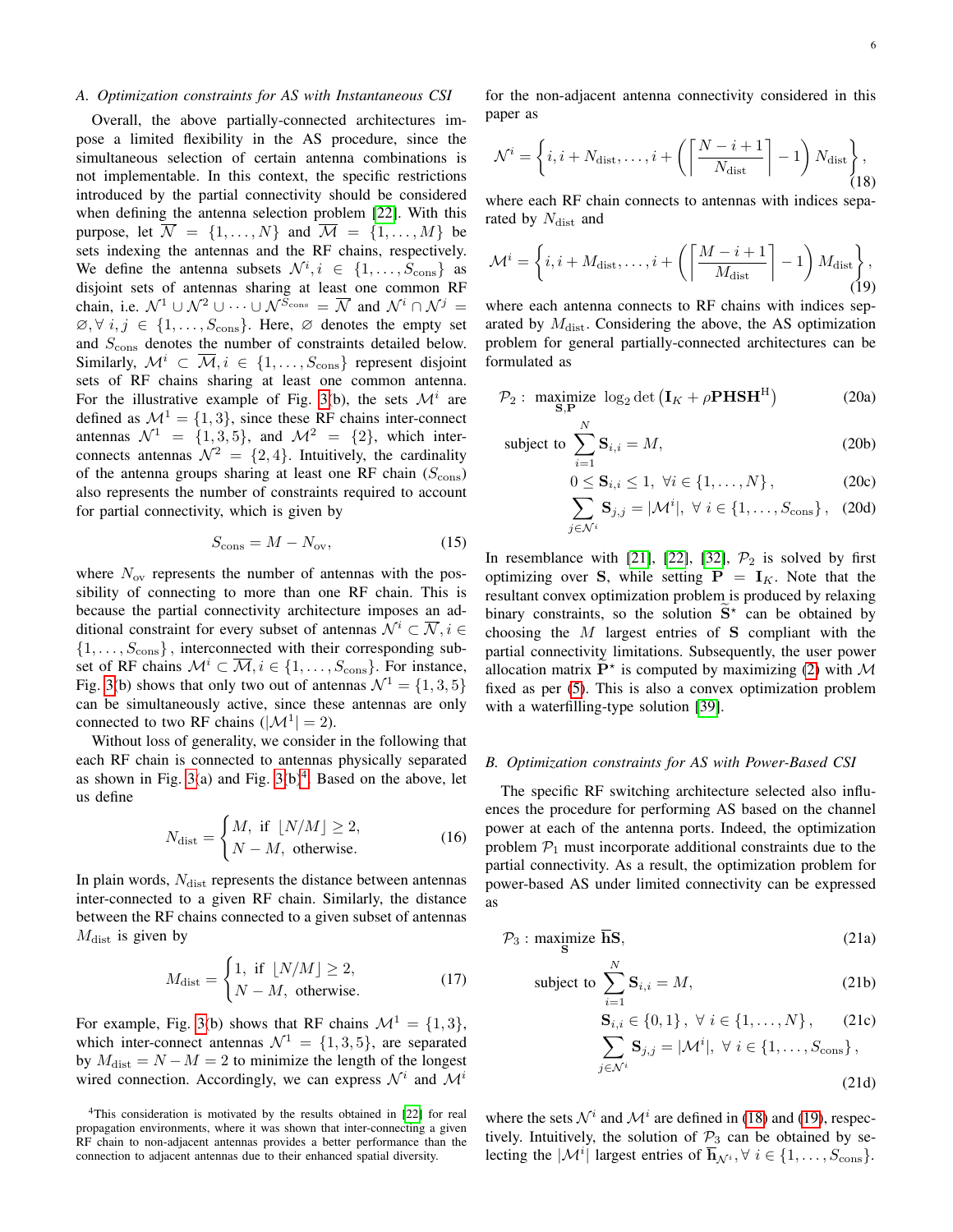### A. Optimization constraints for AS with Instantaneous CSI

Overall, the above partially-connected architectures impose a limited flexibility in the AS procedure, since the simultaneous selection of certain antenna combinations is not implementable. In this context, the specific restrictions introduced by the partial connectivity should be considered when defining the antenna selection problem [22]. With this purpose, let $\overline{\mathcal{N}} = \{1, \ldots, N\}$ and $\overline{\mathcal{M}} = \{1, \ldots, M\}$ be sets indexing the antennas and the RF chains, respectively. We define the antenna subsets $\mathcal{N}^i, i \in \{1, \ldots, S_{\text{cons}}\}$ as disjoint sets of antennas sharing at least one common RF chain, i.e. $\mathcal{N}^1 \cup \mathcal{N}^2 \cup \cdots \cup \mathcal{N}^{S_{\text{cons}}} = \overline{\mathcal{N}}$ and $\mathcal{N}^i \cap \mathcal{N}^j = \varnothing, \forall\, i, j \in \{1, \ldots, S_{\text{cons}}\}$. Here, $\varnothing$ denotes the empty set and $S_{\text{cons}}$ denotes the number of constraints detailed below. Similarly, $\mathcal{M}^i \subset \overline{\mathcal{M}}, i \in \{1, \ldots, S_{\text{cons}}\}$ represent disjoint sets of RF chains sharing at least one common antenna. For the illustrative example of Fig. 3(b), the sets $\mathcal{M}^i$ are defined as $\mathcal{M}^1 = \{1, 3\}$, since these RF chains inter-connect antennas $\mathcal{N}^1 = \{1, 3, 5\}$, and $\mathcal{M}^2 = \{2\}$, which inter-connects antennas $\mathcal{N}^2 = \{2, 4\}$. Intuitively, the cardinality of the antenna groups sharing at least one RF chain ($S_{\text{cons}}$) also represents the number of constraints required to account for partial connectivity, which is given by

$$S_{\text{cons}} = M - N_{\text{ov}}, \tag{15}$$

where $N_{\text{ov}}$ represents the number of antennas with the possibility of connecting to more than one RF chain. This is because the partial connectivity architecture imposes an additional constraint for every subset of antennas $\mathcal{N}^i \subset \overline{\mathcal{N}}, i \in \{1, \ldots, S_{\text{cons}}\}$, interconnected with their corresponding subset of RF chains $\mathcal{M}^i \subset \overline{\mathcal{M}}, i \in \{1, \ldots, S_{\text{cons}}\}$. For instance, Fig. 3(b) shows that only two out of antennas $\mathcal{N}^1 = \{1, 3, 5\}$ can be simultaneously active, since these antennas are only connected to two RF chains ($|\mathcal{M}^1| = 2$).

Without loss of generality, we consider in the following that each RF chain is connected to antennas physically separated as shown in Fig. 3(a) and Fig. 3(b)[4]. Based on the above, let us define

$$N_{\text{dist}} = \begin{cases} M, & \text{if } \lfloor N/M \rfloor \geq 2, \\ N - M, & \text{otherwise.} \end{cases} \tag{16}$$

In plain words, $N_{\text{dist}}$ represents the distance between antennas inter-connected to a given RF chain. Similarly, the distance between the RF chains connected to a given subset of antennas $M_{\text{dist}}$ is given by

$$M_{\text{dist}} = \begin{cases} 1, & \text{if } \lfloor N/M \rfloor \geq 2, \\ N - M, & \text{otherwise.} \end{cases} \tag{17}$$

For example, Fig. 3(b) shows that RF chains $\mathcal{M}^1 = \{1, 3\}$, which inter-connect antennas $\mathcal{N}^1 = \{1, 3, 5\}$, are separated by $M_{\text{dist}} = N - M = 2$ to minimize the length of the longest wired connection. Accordingly, we can express $\mathcal{N}^i$ and $\mathcal{M}^i$ for the non-adjacent antenna connectivity considered in this paper as

$$\mathcal{N}^i = \left\{ i, i + N_{\text{dist}}, \ldots, i + \left( \left\lceil \frac{N - i + 1}{N_{\text{dist}}} \right\rceil - 1 \right) N_{\text{dist}} \right\}, \tag{18}$$

where each RF chain connects to antennas with indices separated by $N_{\text{dist}}$ and

$$\mathcal{M}^i = \left\{ i, i + M_{\text{dist}}, \ldots, i + \left( \left\lceil \frac{M - i + 1}{M_{\text{dist}}} \right\rceil - 1 \right) M_{\text{dist}} \right\}, \tag{19}$$

where each antenna connects to RF chains with indices separated by $M_{\text{dist}}$. Considering the above, the AS optimization problem for general partially-connected architectures can be formulated as

$$\mathcal{P}_2: \underset{\mathbf{S}, \mathbf{P}}{\text{maximize}} \ \log_2 \det \left( \mathbf{I}_K + \rho \mathbf{P} \mathbf{S} \mathbf{H}^{\text{H}} \right) \tag{20a}$$

$$\text{subject to} \ \sum_{i=1}^{N} \mathbf{S}_{i,i} = M, \tag{20b}$$

$$0 \leq \mathbf{S}_{i,i} \leq 1, \ \forall i \in \{1, \ldots, N\}, \tag{20c}$$

$$\sum_{j \in \mathcal{N}^i} \mathbf{S}_{j,j} = |\mathcal{M}^i|, \ \forall\, i \in \{1, \ldots, S_{\text{cons}}\}, \tag{20d}$$

In resemblance with [21], [22], [32], $\mathcal{P}_2$ is solved by first optimizing over $\mathbf{S}$, while setting $\mathbf{P} = \mathbf{I}_K$. Note that the resultant convex optimization problem is produced by relaxing binary constraints, so the solution $\widetilde{\mathbf{S}}^{\star}$ can be obtained by choosing the $M$ largest entries of $\mathbf{S}$ compliant with the partial connectivity limitations. Subsequently, the user power allocation matrix $\widetilde{\mathbf{P}}^{\star}$ is computed by maximizing (2) with $\mathcal{M}$ fixed as per (5). This is also a convex optimization problem with a waterfilling-type solution [39].

### B. Optimization constraints for AS with Power-Based CSI

The specific RF switching architecture selected also influences the procedure for performing AS based on the channel power at each of the antenna ports. Indeed, the optimization problem $\mathcal{P}_1$ must incorporate additional constraints due to the partial connectivity. As a result, the optimization problem for power-based AS under limited connectivity can be expressed as

$$\mathcal{P}_3: \underset{\mathbf{S}}{\text{maximize}} \ \overline{\mathbf{h}} \mathbf{S}, \tag{21a}$$

$$\text{subject to} \ \sum_{i=1}^{N} \mathbf{S}_{i,i} = M, \tag{21b}$$

$$\mathbf{S}_{i,i} \in \{0, 1\}, \ \forall\, i \in \{1, \ldots, N\}, \tag{21c}$$

$$\sum_{j \in \mathcal{N}^i} \mathbf{S}_{j,j} = |\mathcal{M}^i|, \ \forall\, i \in \{1, \ldots, S_{\text{cons}}\}, \tag{21d}$$

where the sets $\mathcal{N}^i$ and $\mathcal{M}^i$ are defined in (18) and (19), respectively. Intuitively, the solution of $\mathcal{P}_3$ can be obtained by selecting the $|\mathcal{M}^i|$ largest entries of $\overline{\mathbf{h}}_{\mathcal{N}^i}, \forall\, i \in \{1, \ldots, S_{\text{cons}}\}$.

[4] This consideration is motivated by the results obtained in [22] for real propagation environments, where it was shown that inter-connecting a given RF chain to non-adjacent antennas provides a better performance than the connection to adjacent antennas due to their enhanced spatial diversity.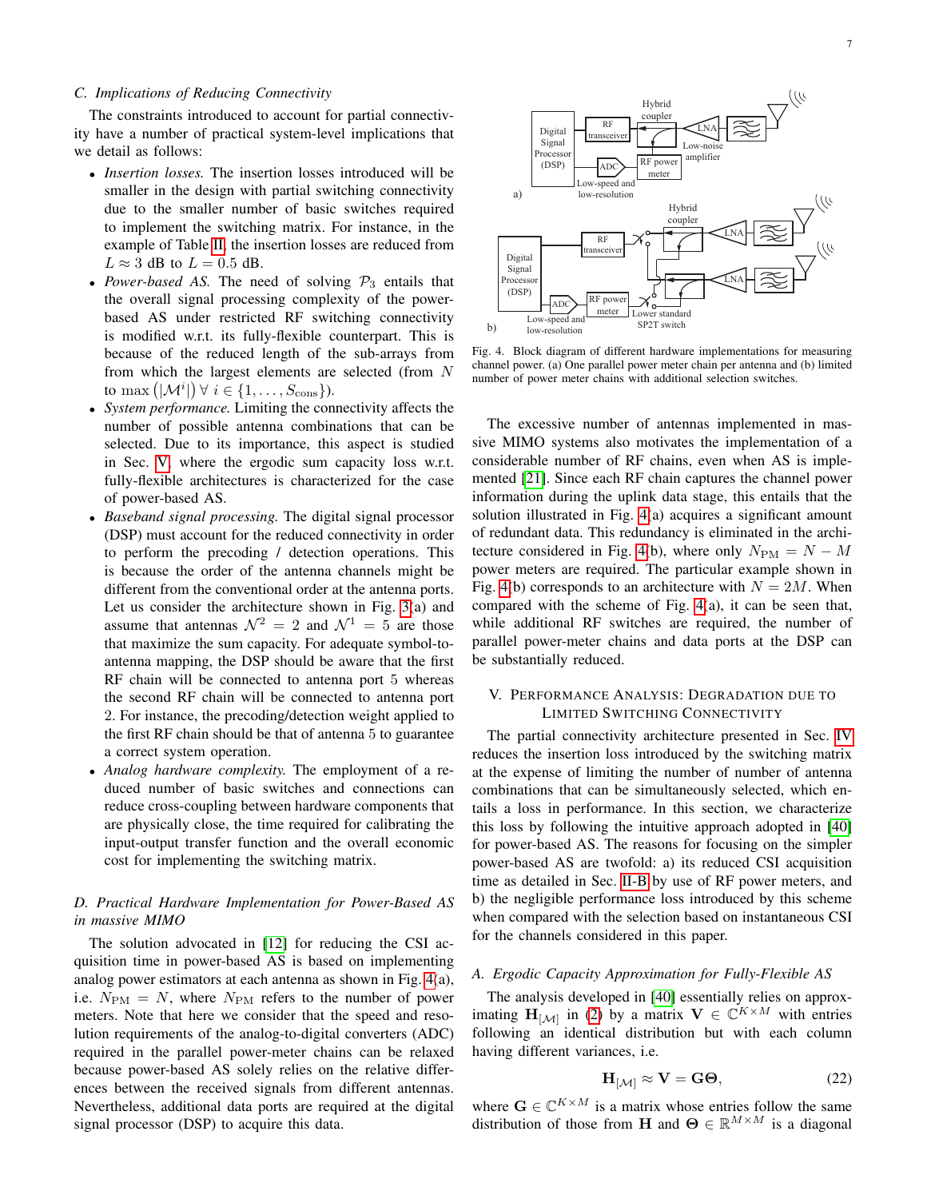### C. Implications of Reducing Connectivity

The constraints introduced to account for partial connectivity have a number of practical system-level implications that we detail as follows:

- *Insertion losses.* The insertion losses introduced will be smaller in the design with partial switching connectivity due to the smaller number of basic switches required to implement the switching matrix. For instance, in the example of Table II, the insertion losses are reduced from $L \approx 3$ dB to $L = 0.5$ dB.
- *Power-based AS.* The need of solving $\mathcal{P}_3$ entails that the overall signal processing complexity of the power-based AS under restricted RF switching connectivity is modified w.r.t. its fully-flexible counterpart. This is because of the reduced length of the sub-arrays from from which the largest elements are selected (from $N$ to $\max\left(|\mathcal{M}^i|\right) \forall\, i \in \{1, \ldots, S_{\text{cons}}\}$).
- *System performance.* Limiting the connectivity affects the number of possible antenna combinations that can be selected. Due to its importance, this aspect is studied in Sec. V, where the ergodic sum capacity loss w.r.t. fully-flexible architectures is characterized for the case of power-based AS.
- *Baseband signal processing.* The digital signal processor (DSP) must account for the reduced connectivity in order to perform the precoding / detection operations. This is because the order of the antenna channels might be different from the conventional order at the antenna ports. Let us consider the architecture shown in Fig. 3(a) and assume that antennas $\mathcal{N}^2 = 2$ and $\mathcal{N}^1 = 5$ are those that maximize the sum capacity. For adequate symbol-to-antenna mapping, the DSP should be aware that the first RF chain will be connected to antenna port 5 whereas the second RF chain will be connected to antenna port 2. For instance, the precoding/detection weight applied to the first RF chain should be that of antenna 5 to guarantee a correct system operation.
- *Analog hardware complexity.* The employment of a reduced number of basic switches and connections can reduce cross-coupling between hardware components that are physically close, the time required for calibrating the input-output transfer function and the overall economic cost for implementing the switching matrix.

### D. Practical Hardware Implementation for Power-Based AS in massive MIMO

The solution advocated in [12] for reducing the CSI acquisition time in power-based AS is based on implementing analog power estimators at each antenna as shown in Fig. 4(a), i.e. $N_{\text{PM}} = N$, where $N_{\text{PM}}$ refers to the number of power meters. Note that here we consider that the speed and resolution requirements of the analog-to-digital converters (ADC) required in the parallel power-meter chains can be relaxed because power-based AS solely relies on the relative differences between the received signals from different antennas. Nevertheless, additional data ports are required at the digital signal processor (DSP) to acquire this data.

Fig. 4. Block diagram of different hardware implementations for measuring channel power. (a) One parallel power meter chain per antenna and (b) limited number of power meter chains with additional selection switches.

The excessive number of antennas implemented in massive MIMO systems also motivates the implementation of a considerable number of RF chains, even when AS is implemented [21]. Since each RF chain captures the channel power information during the uplink data stage, this entails that the solution illustrated in Fig. 4(a) acquires a significant amount of redundant data. This redundancy is eliminated in the architecture considered in Fig. 4(b), where only $N_{\text{PM}} = N - M$ power meters are required. The particular example shown in Fig. 4(b) corresponds to an architecture with $N = 2M$. When compared with the scheme of Fig. 4(a), it can be seen that, while additional RF switches are required, the number of parallel power-meter chains and data ports at the DSP can be substantially reduced.

## V. Performance Analysis: Degradation due to Limited Switching Connectivity

The partial connectivity architecture presented in Sec. IV reduces the insertion loss introduced by the switching matrix at the expense of limiting the number of number of antenna combinations that can be simultaneously selected, which entails a loss in performance. In this section, we characterize this loss by following the intuitive approach adopted in [40] for power-based AS. The reasons for focusing on the simpler power-based AS are twofold: a) its reduced CSI acquisition time as detailed in Sec. II-B by use of RF power meters, and b) the negligible performance loss introduced by this scheme when compared with the selection based on instantaneous CSI for the channels considered in this paper.

### A. Ergodic Capacity Approximation for Fully-Flexible AS

The analysis developed in [40] essentially relies on approximating $\mathbf{H}_{[\mathcal{M}]}$ in (2) by a matrix $\mathbf{V} \in \mathbb{C}^{K\times M}$ with entries following an identical distribution but with each column having different variances, i.e.

$$\mathbf{H}_{[\mathcal{M}]} \approx \mathbf{V} = \mathbf{G}\boldsymbol{\Theta}, \tag{22}$$

where $\mathbf{G} \in \mathbb{C}^{K\times M}$ is a matrix whose entries follow the same distribution of those from $\mathbf{H}$ and $\boldsymbol{\Theta} \in \mathbb{R}^{M\times M}$ is a diagonal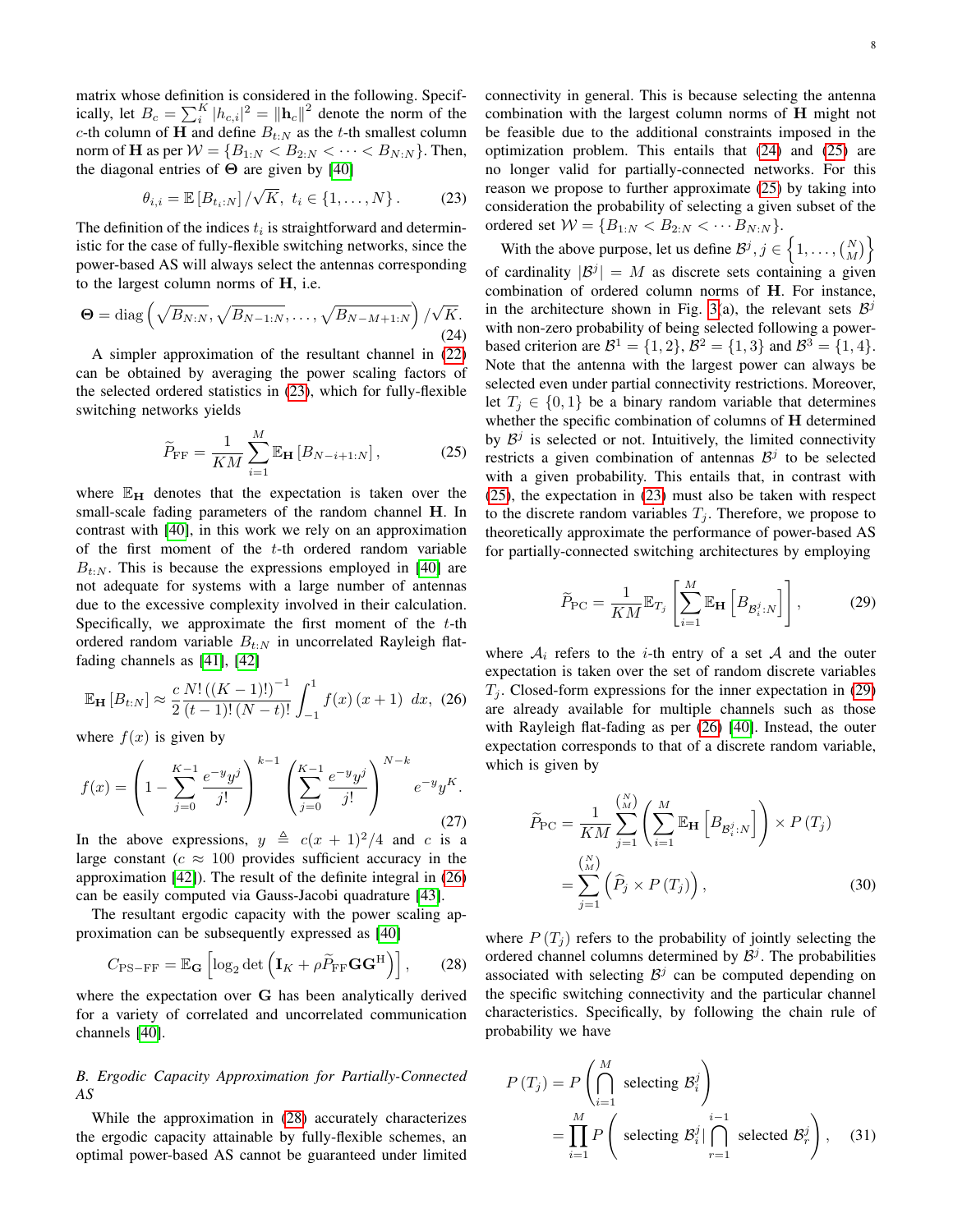matrix whose definition is considered in the following. Specifically, let $B_c = \sum_i^K |h_{c,i}|^2 = \|\mathbf{h}_c\|^2$ denote the norm of the $c$-th column of $\mathbf{H}$ and define $B_{t:N}$ as the $t$-th smallest column norm of $\mathbf{H}$ as per $\mathcal{W} = \{B_{1:N} < B_{2:N} < \cdots < B_{N:N}\}$. Then, the diagonal entries of $\mathbf{\Theta}$ are given by [40]

$$\theta_{i,i} = \mathbb{E}\left[B_{t_i:N}\right]/\sqrt{K}, \;\; t_i \in \{1,\ldots,N\}. \tag{23}$$

The definition of the indices $t_i$ is straightforward and deterministic for the case of fully-flexible switching networks, since the power-based AS will always select the antennas corresponding to the largest column norms of $\mathbf{H}$, i.e.

$$\mathbf{\Theta} = \mathrm{diag}\left(\sqrt{B_{N:N}}, \sqrt{B_{N-1:N}}, \ldots, \sqrt{B_{N-M+1:N}}\right)/\sqrt{K}. \tag{24}$$

A simpler approximation of the resultant channel in (22) can be obtained by averaging the power scaling factors of the selected ordered statistics in (23), which for fully-flexible switching networks yields

$$\widetilde{P}_{\mathrm{FF}} = \frac{1}{KM}\sum_{i=1}^{M}\mathbb{E}_{\mathbf{H}}\left[B_{N-i+1:N}\right], \tag{25}$$

where $\mathbb{E}_{\mathbf{H}}$ denotes that the expectation is taken over the small-scale fading parameters of the random channel $\mathbf{H}$. In contrast with [40], in this work we rely on an approximation of the first moment of the $t$-th ordered random variable $B_{t:N}$. This is because the expressions employed in [40] are not adequate for systems with a large number of antennas due to the excessive complexity involved in their calculation. Specifically, we approximate the first moment of the $t$-th ordered random variable $B_{t:N}$ in uncorrelated Rayleigh flat-fading channels as [41], [42]

$$\mathbb{E}_{\mathbf{H}}\left[B_{t:N}\right] \approx \frac{c}{2}\frac{N!\left((K-1)!\right)^{-1}}{(t-1)!\,(N-t)!}\int_{-1}^{1} f(x)\,(x+1)\;dx, \tag{26}$$

where $f(x)$ is given by

$$f(x) = \left(1 - \sum_{j=0}^{K-1}\frac{e^{-y}y^j}{j!}\right)^{k-1}\left(\sum_{j=0}^{K-1}\frac{e^{-y}y^j}{j!}\right)^{N-k} e^{-y}y^K. \tag{27}$$

In the above expressions, $y \triangleq c(x+1)^2/4$ and $c$ is a large constant ($c \approx 100$ provides sufficient accuracy in the approximation [42]). The result of the definite integral in (26) can be easily computed via Gauss-Jacobi quadrature [43].

The resultant ergodic capacity with the power scaling approximation can be subsequently expressed as [40]

$$C_{\mathrm{PS-FF}} = \mathbb{E}_{\mathbf{G}}\left[\log_2\det\left(\mathbf{I}_K + \rho\widetilde{P}_{\mathrm{FF}}\mathbf{G}\mathbf{G}^{\mathrm{H}}\right)\right], \tag{28}$$

where the expectation over $\mathbf{G}$ has been analytically derived for a variety of correlated and uncorrelated communication channels [40].

### *B. Ergodic Capacity Approximation for Partially-Connected AS*

While the approximation in (28) accurately characterizes the ergodic capacity attainable by fully-flexible schemes, an optimal power-based AS cannot be guaranteed under limited connectivity in general. This is because selecting the antenna combination with the largest column norms of $\mathbf{H}$ might not be feasible due to the additional constraints imposed in the optimization problem. This entails that (24) and (25) are no longer valid for partially-connected networks. For this reason we propose to further approximate (25) by taking into consideration the probability of selecting a given subset of the ordered set $\mathcal{W} = \{B_{1:N} < B_{2:N} < \cdots B_{N:N}\}$.

With the above purpose, let us define $\mathcal{B}^j, j \in \left\{1,\ldots,\binom{N}{M}\right\}$ of cardinality $|\mathcal{B}^j| = M$ as discrete sets containing a given combination of ordered column norms of $\mathbf{H}$. For instance, in the architecture shown in Fig. 3(a), the relevant sets $\mathcal{B}^j$ with non-zero probability of being selected following a power-based criterion are $\mathcal{B}^1 = \{1,2\}$, $\mathcal{B}^2 = \{1,3\}$ and $\mathcal{B}^3 = \{1,4\}$. Note that the antenna with the largest power can always be selected even under partial connectivity restrictions. Moreover, let $T_j \in \{0,1\}$ be a binary random variable that determines whether the specific combination of columns of $\mathbf{H}$ determined by $\mathcal{B}^j$ is selected or not. Intuitively, the limited connectivity restricts a given combination of antennas $\mathcal{B}^j$ to be selected with a given probability. This entails that, in contrast with (25), the expectation in (23) must also be taken with respect to the discrete random variables $T_j$. Therefore, we propose to theoretically approximate the performance of power-based AS for partially-connected switching architectures by employing

$$\widetilde{P}_{\mathrm{PC}} = \frac{1}{KM}\mathbb{E}_{T_j}\left[\sum_{i=1}^{M}\mathbb{E}_{\mathbf{H}}\left[B_{\mathcal{B}_i^j:N}\right]\right], \tag{29}$$

where $\mathcal{A}_i$ refers to the $i$-th entry of a set $\mathcal{A}$ and the outer expectation is taken over the set of random discrete variables $T_j$. Closed-form expressions for the inner expectation in (29) are already available for multiple channels such as those with Rayleigh flat-fading as per (26) [40]. Instead, the outer expectation corresponds to that of a discrete random variable, which is given by

$$\begin{aligned}\widetilde{P}_{\mathrm{PC}} &= \frac{1}{KM}\sum_{j=1}^{\binom{N}{M}}\left(\sum_{i=1}^{M}\mathbb{E}_{\mathbf{H}}\left[B_{\mathcal{B}_i^j:N}\right]\right)\times P\left(T_j\right)\\ &= \sum_{j=1}^{\binom{N}{M}}\left(\widehat{P}_j \times P\left(T_j\right)\right),\end{aligned} \tag{30}$$

where $P(T_j)$ refers to the probability of jointly selecting the ordered channel columns determined by $\mathcal{B}^j$. The probabilities associated with selecting $\mathcal{B}^j$ can be computed depending on the specific switching connectivity and the particular channel characteristics. Specifically, by following the chain rule of probability we have

$$\begin{aligned}P\left(T_j\right) &= P\left(\bigcap_{i=1}^{M}\text{ selecting } \mathcal{B}_i^j\right)\\ &= \prod_{i=1}^{M}P\left(\text{ selecting } \mathcal{B}_i^j \,\middle|\, \bigcap_{r=1}^{i-1}\text{ selected } \mathcal{B}_r^j\right),\end{aligned} \tag{31}$$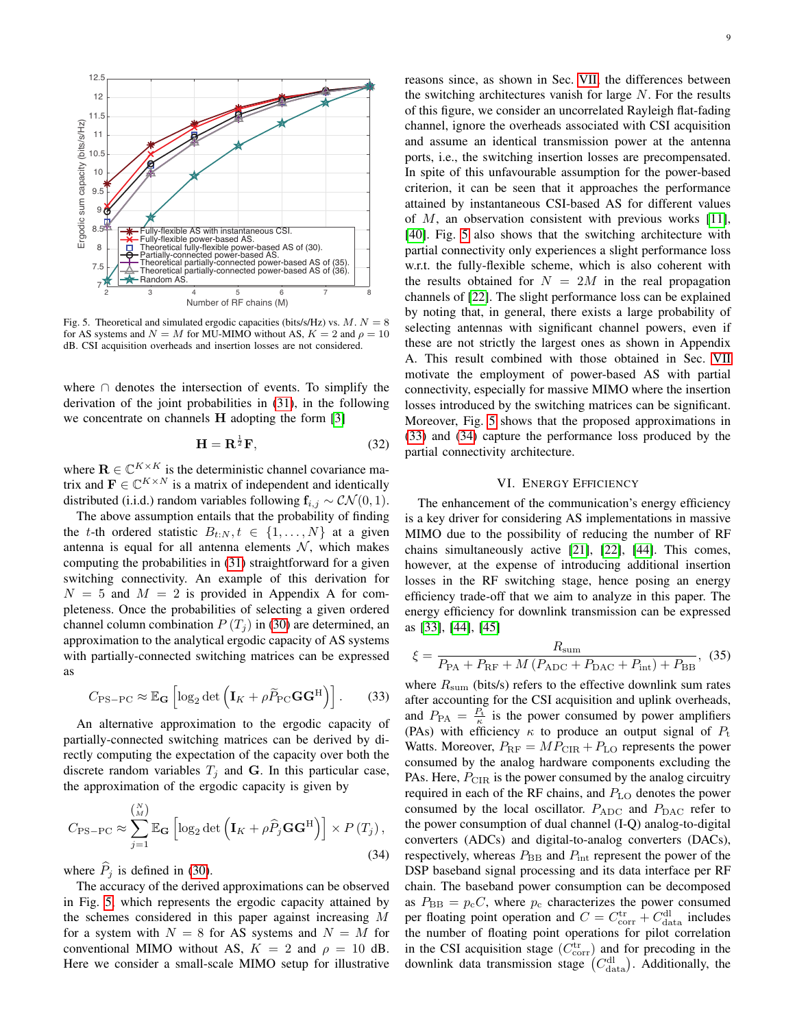Fig. 5. Theoretical and simulated ergodic capacities (bits/s/Hz) vs. $M$. $N = 8$ for AS systems and $N = M$ for MU-MIMO without AS, $K = 2$ and $\rho = 10$ dB. CSI acquisition overheads and insertion losses are not considered.

where $\cap$ denotes the intersection of events. To simplify the derivation of the joint probabilities in (31), in the following we concentrate on channels $\mathbf{H}$ adopting the form [3]

$$\mathbf{H} = \mathbf{R}^{\frac{1}{2}}\mathbf{F}, \tag{32}$$

where $\mathbf{R} \in \mathbb{C}^{K\times K}$ is the deterministic channel covariance matrix and $\mathbf{F} \in \mathbb{C}^{K\times N}$ is a matrix of independent and identically distributed (i.i.d.) random variables following $\mathbf{f}_{i,j} \sim \mathcal{CN}(0,1)$.

The above assumption entails that the probability of finding the $t$-th ordered statistic $B_{t:N}, t \in \{1,\ldots,N\}$ at a given antenna is equal for all antenna elements $\mathcal{N}$, which makes computing the probabilities in (31) straightforward for a given switching connectivity. An example of this derivation for $N = 5$ and $M = 2$ is provided in Appendix A for completeness. Once the probabilities of selecting a given ordered channel column combination $P(T_j)$ in (30) are determined, an approximation to the analytical ergodic capacity of AS systems with partially-connected switching matrices can be expressed as

$$C_{\text{PS-PC}} \approx \mathbb{E}_{\mathbf{G}}\left[\log_2 \det\left(\mathbf{I}_K + \rho\widetilde{P}_{\text{PC}}\mathbf{G}\mathbf{G}^{\text{H}}\right)\right]. \tag{33}$$

An alternative approximation to the ergodic capacity of partially-connected switching matrices can be derived by directly computing the expectation of the capacity over both the discrete random variables $T_j$ and $\mathbf{G}$. In this particular case, the approximation of the ergodic capacity is given by

$$C_{\text{PS-PC}} \approx \sum_{j=1}^{\binom{N}{M}} \mathbb{E}_{\mathbf{G}}\left[\log_2 \det\left(\mathbf{I}_K + \rho\widehat{P}_j\mathbf{G}\mathbf{G}^{\text{H}}\right)\right] \times P(T_j), \tag{34}$$

where $\widehat{P}_j$ is defined in (30).

The accuracy of the derived approximations can be observed in Fig. 5, which represents the ergodic capacity attained by the schemes considered in this paper against increasing $M$ for a system with $N = 8$ for AS systems and $N = M$ for conventional MIMO without AS, $K = 2$ and $\rho = 10$ dB. Here we consider a small-scale MIMO setup for illustrative reasons since, as shown in Sec. VII, the differences between the switching architectures vanish for large $N$. For the results of this figure, we consider an uncorrelated Rayleigh flat-fading channel, ignore the overheads associated with CSI acquisition and assume an identical transmission power at the antenna ports, i.e., the switching insertion losses are precompensated. In spite of this unfavourable assumption for the power-based criterion, it can be seen that it approaches the performance attained by instantaneous CSI-based AS for different values of $M$, an observation consistent with previous works [11], [40]. Fig. 5 also shows that the switching architecture with partial connectivity only experiences a slight performance loss w.r.t. the fully-flexible scheme, which is also coherent with the results obtained for $N = 2M$ in the real propagation channels of [22]. The slight performance loss can be explained by noting that, in general, there exists a large probability of selecting antennas with significant channel powers, even if these are not strictly the largest ones as shown in Appendix A. This result combined with those obtained in Sec. VII motivate the employment of power-based AS with partial connectivity, especially for massive MIMO where the insertion losses introduced by the switching matrices can be significant. Moreover, Fig. 5 shows that the proposed approximations in (33) and (34) capture the performance loss produced by the partial connectivity architecture.

## VI. Energy Efficiency

The enhancement of the communication's energy efficiency is a key driver for considering AS implementations in massive MIMO due to the possibility of reducing the number of RF chains simultaneously active [21], [22], [44]. This comes, however, at the expense of introducing additional insertion losses in the RF switching stage, hence posing an energy efficiency trade-off that we aim to analyze in this paper. The energy efficiency for downlink transmission can be expressed as [33], [44], [45]

$$\xi = \frac{R_{\text{sum}}}{P_{\text{PA}} + P_{\text{RF}} + M\left(P_{\text{ADC}} + P_{\text{DAC}} + P_{\text{int}}\right) + P_{\text{BB}}}, \tag{35}$$

where $R_{\text{sum}}$ (bits/s) refers to the effective downlink sum rates after accounting for the CSI acquisition and uplink overheads, and $P_{\text{PA}} = \frac{P_{\text{t}}}{\kappa}$ is the power consumed by power amplifiers (PAs) with efficiency $\kappa$ to produce an output signal of $P_{\text{t}}$ Watts. Moreover, $P_{\text{RF}} = MP_{\text{CIR}} + P_{\text{LO}}$ represents the power consumed by the analog hardware components excluding the PAs. Here, $P_{\text{CIR}}$ is the power consumed by the analog circuitry required in each of the RF chains, and $P_{\text{LO}}$ denotes the power consumed by the local oscillator. $P_{\text{ADC}}$ and $P_{\text{DAC}}$ refer to the power consumption of dual channel (I-Q) analog-to-digital converters (ADCs) and digital-to-analog converters (DACs), respectively, whereas $P_{\text{BB}}$ and $P_{\text{int}}$ represent the power of the DSP baseband signal processing and its data interface per RF chain. The baseband power consumption can be decomposed as $P_{\text{BB}} = p_{\text{c}}C$, where $p_{\text{c}}$ characterizes the power consumed per floating point operation and $C = C^{\text{tr}}_{\text{corr}} + C^{\text{dl}}_{\text{data}}$ includes the number of floating point operations for pilot correlation in the CSI acquisition stage ($C^{\text{tr}}_{\text{corr}}$) and for precoding in the downlink data transmission stage $\left(C^{\text{dl}}_{\text{data}}\right)$. Additionally, the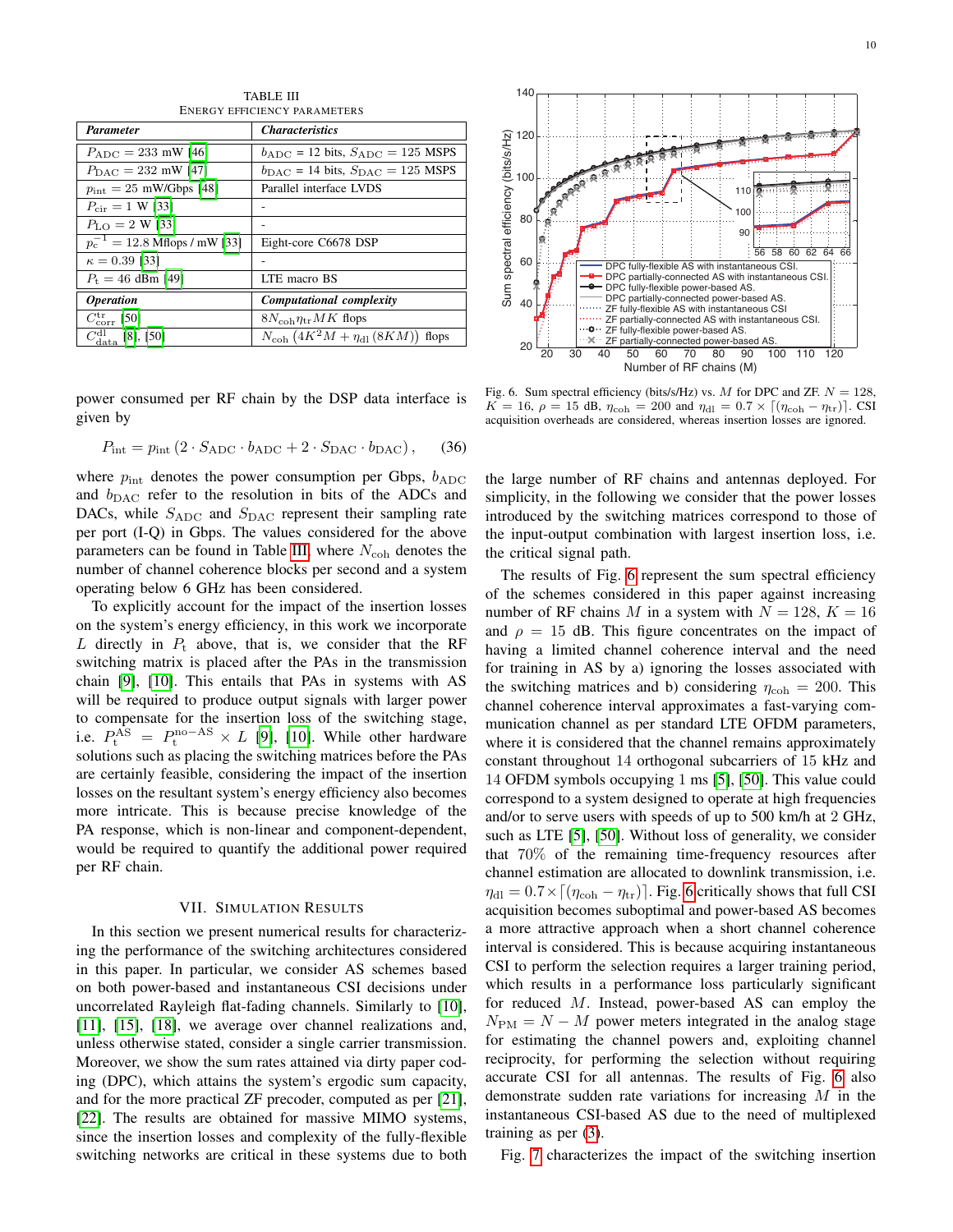TABLE III
ENERGY EFFICIENCY PARAMETERS

| *Parameter* | *Characteristics* |
|---|---|
| $P_{\rm ADC} = 233$ mW [46] | $b_{\rm ADC} = 12$ bits, $S_{\rm ADC} = 125$ MSPS |
| $P_{\rm DAC} = 232$ mW [47] | $b_{\rm DAC} = 14$ bits, $S_{\rm DAC} = 125$ MSPS |
| $p_{\rm int} = 25$ mW/Gbps [48] | Parallel interface LVDS |
| $P_{\rm cir} = 1$ W [33] | - |
| $P_{\rm LO} = 2$ W [33] | - |
| $p_{\rm c}^{-1} = 12.8$ Mflops / mW [33] | Eight-core C6678 DSP |
| $\kappa = 0.39$ [33] | - |
| $P_{\rm t} = 46$ dBm [49] | LTE macro BS |
| *Operation* | *Computational complexity* |
| $C_{\rm corr}^{\rm tr}$ [50] | $8 N_{\rm coh} \eta_{\rm tr} M K$ flops |
| $C_{\rm data}^{\rm dl}$ [8], [50] | $N_{\rm coh} \left(4K^2 M + \eta_{\rm dl} \left(8KM\right)\right)$ flops |

Fig. 6. Sum spectral efficiency (bits/s/Hz) vs. $M$ for DPC and ZF. $N = 128$, $K = 16$, $\rho = 15$ dB, $\eta_{\rm coh} = 200$ and $\eta_{\rm dl} = 0.7 \times \lceil(\eta_{\rm coh} - \eta_{\rm tr})\rceil$. CSI acquisition overheads are considered, whereas insertion losses are ignored.

power consumed per RF chain by the DSP data interface is given by

$$P_{\rm int} = p_{\rm int} \left(2 \cdot S_{\rm ADC} \cdot b_{\rm ADC} + 2 \cdot S_{\rm DAC} \cdot b_{\rm DAC}\right), \qquad (36)$$

where $p_{\rm int}$ denotes the power consumption per Gbps, $b_{\rm ADC}$ and $b_{\rm DAC}$ refer to the resolution in bits of the ADCs and DACs, while $S_{\rm ADC}$ and $S_{\rm DAC}$ represent their sampling rate per port (I-Q) in Gbps. The values considered for the above parameters can be found in Table III, where $N_{\rm coh}$ denotes the number of channel coherence blocks per second and a system operating below 6 GHz has been considered.

To explicitly account for the impact of the insertion losses on the system's energy efficiency, in this work we incorporate $L$ directly in $P_{\rm t}$ above, that is, we consider that the RF switching matrix is placed after the PAs in the transmission chain [9], [10]. This entails that PAs in systems with AS will be required to produce output signals with larger power to compensate for the insertion loss of the switching stage, i.e. $P_{\rm t}^{\rm AS} = P_{\rm t}^{\rm no-AS} \times L$ [9], [10]. While other hardware solutions such as placing the switching matrices before the PAs are certainly feasible, considering the impact of the insertion losses on the resultant system's energy efficiency also becomes more intricate. This is because precise knowledge of the PA response, which is non-linear and component-dependent, would be required to quantify the additional power required per RF chain.

## VII. Simulation Results

In this section we present numerical results for characterizing the performance of the switching architectures considered in this paper. In particular, we consider AS schemes based on both power-based and instantaneous CSI decisions under uncorrelated Rayleigh flat-fading channels. Similarly to [10], [11], [15], [18], we average over channel realizations and, unless otherwise stated, consider a single carrier transmission. Moreover, we show the sum rates attained via dirty paper coding (DPC), which attains the system's ergodic sum capacity, and for the more practical ZF precoder, computed as per [21], [22]. The results are obtained for massive MIMO systems, since the insertion losses and complexity of the fully-flexible switching networks are critical in these systems due to both the large number of RF chains and antennas deployed. For simplicity, in the following we consider that the power losses introduced by the switching matrices correspond to those of the input-output combination with largest insertion loss, i.e. the critical signal path.

The results of Fig. 6 represent the sum spectral efficiency of the schemes considered in this paper against increasing number of RF chains $M$ in a system with $N = 128$, $K = 16$ and $\rho = 15$ dB. This figure concentrates on the impact of having a limited channel coherence interval and the need for training in AS by a) ignoring the losses associated with the switching matrices and b) considering $\eta_{\rm coh} = 200$. This channel coherence interval approximates a fast-varying communication channel as per standard LTE OFDM parameters, where it is considered that the channel remains approximately constant throughout 14 orthogonal subcarriers of 15 kHz and 14 OFDM symbols occupying 1 ms [5], [50]. This value could correspond to a system designed to operate at high frequencies and/or to serve users with speeds of up to 500 km/h at 2 GHz, such as LTE [5], [50]. Without loss of generality, we consider that 70% of the remaining time-frequency resources after channel estimation are allocated to downlink transmission, i.e. $\eta_{\rm dl} = 0.7 \times \lceil(\eta_{\rm coh} - \eta_{\rm tr})\rceil$. Fig. 6 critically shows that full CSI acquisition becomes suboptimal and power-based AS becomes a more attractive approach when a short channel coherence interval is considered. This is because acquiring instantaneous CSI to perform the selection requires a larger training period, which results in a performance loss particularly significant for reduced $M$. Instead, power-based AS can employ the $N_{\rm PM} = N - M$ power meters integrated in the analog stage for estimating the channel powers and, exploiting channel reciprocity, for performing the selection without requiring accurate CSI for all antennas. The results of Fig. 6 also demonstrate sudden rate variations for increasing $M$ in the instantaneous CSI-based AS due to the need of multiplexed training as per (3).

Fig. 7 characterizes the impact of the switching insertion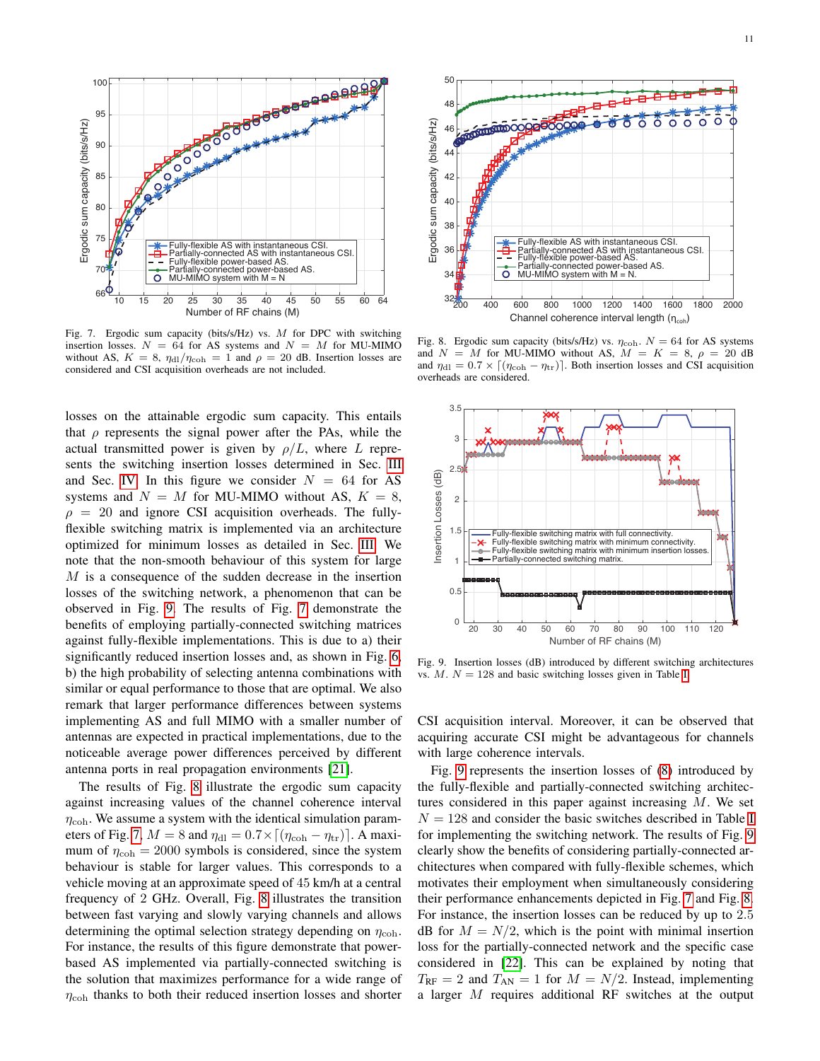Fig. 7. Ergodic sum capacity (bits/s/Hz) vs. $M$ for DPC with switching insertion losses. $N = 64$ for AS systems and $N = M$ for MU-MIMO without AS, $K = 8$, $\eta_{\rm dl}/\eta_{\rm coh} = 1$ and $\rho = 20$ dB. Insertion losses are considered and CSI acquisition overheads are not included.

Fig. 8. Ergodic sum capacity (bits/s/Hz) vs. $\eta_{\rm coh}$. $N = 64$ for AS systems and $N = M$ for MU-MIMO without AS, $M = K = 8$, $\rho = 20$ dB and $\eta_{\rm dl} = 0.7 \times \lceil (\eta_{\rm coh} - \eta_{\rm tr}) \rceil$. Both insertion losses and CSI acquisition overheads are considered.

Fig. 9. Insertion losses (dB) introduced by different switching architectures vs. $M$. $N = 128$ and basic switching losses given in Table I.

losses on the attainable ergodic sum capacity. This entails that $\rho$ represents the signal power after the PAs, while the actual transmitted power is given by $\rho/L$, where $L$ represents the switching insertion losses determined in Sec. III and Sec. IV. In this figure we consider $N = 64$ for AS systems and $N = M$ for MU-MIMO without AS, $K = 8$, $\rho = 20$ and ignore CSI acquisition overheads. The fully-flexible switching matrix is implemented via an architecture optimized for minimum losses as detailed in Sec. III. We note that the non-smooth behaviour of this system for large $M$ is a consequence of the sudden decrease in the insertion losses of the switching network, a phenomenon that can be observed in Fig. 9. The results of Fig. 7 demonstrate the benefits of employing partially-connected switching matrices against fully-flexible implementations. This is due to a) their significantly reduced insertion losses and, as shown in Fig. 6, b) the high probability of selecting antenna combinations with similar or equal performance to those that are optimal. We also remark that larger performance differences between systems implementing AS and full MIMO with a smaller number of antennas are expected in practical implementations, due to the noticeable average power differences perceived by different antenna ports in real propagation environments [21].

The results of Fig. 8 illustrate the ergodic sum capacity against increasing values of the channel coherence interval $\eta_{\rm coh}$. We assume a system with the identical simulation parameters of Fig. 7, $M = 8$ and $\eta_{\rm dl} = 0.7 \times \lceil (\eta_{\rm coh} - \eta_{\rm tr}) \rceil$. A maximum of $\eta_{\rm coh} = 2000$ symbols is considered, since the system behaviour is stable for larger values. This corresponds to a vehicle moving at an approximate speed of 45 km/h at a central frequency of 2 GHz. Overall, Fig. 8 illustrates the transition between fast varying and slowly varying channels and allows determining the optimal selection strategy depending on $\eta_{\rm coh}$. For instance, the results of this figure demonstrate that power-based AS implemented via partially-connected switching is the solution that maximizes performance for a wide range of $\eta_{\rm coh}$ thanks to both their reduced insertion losses and shorter CSI acquisition interval. Moreover, it can be observed that acquiring accurate CSI might be advantageous for channels with large coherence intervals.

Fig. 9 represents the insertion losses of (8) introduced by the fully-flexible and partially-connected switching architectures considered in this paper against increasing $M$. We set $N = 128$ and consider the basic switches described in Table I for implementing the switching network. The results of Fig. 9 clearly show the benefits of considering partially-connected architectures when compared with fully-flexible schemes, which motivates their employment when simultaneously considering their performance enhancements depicted in Fig. 7 and Fig. 8. For instance, the insertion losses can be reduced by up to 2.5 dB for $M = N/2$, which is the point with minimal insertion loss for the partially-connected network and the specific case considered in [22]. This can be explained by noting that $T_{\rm RF} = 2$ and $T_{\rm AN} = 1$ for $M = N/2$. Instead, implementing a larger $M$ requires additional RF switches at the output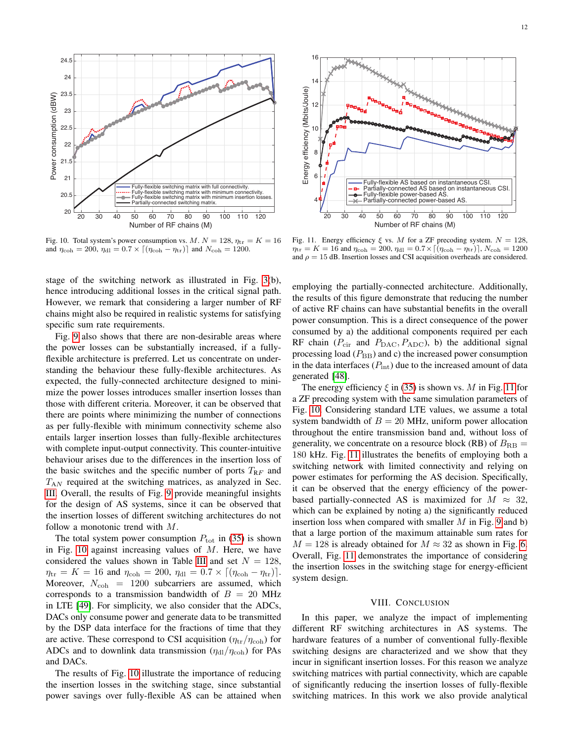Fig. 10. Total system's power consumption vs. $M$. $N = 128$, $\eta_{\rm tr} = K = 16$ and $\eta_{\rm coh} = 200$, $\eta_{\rm dl} = 0.7 \times \lceil(\eta_{\rm coh} - \eta_{\rm tr})\rceil$ and $N_{\rm coh} = 1200$.

Fig. 11. Energy efficiency $\xi$ vs. $M$ for a ZF precoding system. $N = 128$, $\eta_{\rm tr} = K = 16$ and $\eta_{\rm coh} = 200$, $\eta_{\rm dl} = 0.7 \times \lceil(\eta_{\rm coh} - \eta_{\rm tr})\rceil$, $N_{\rm coh} = 1200$ and $\rho = 15$ dB. Insertion losses and CSI acquisition overheads are considered.

stage of the switching network as illustrated in Fig. 3(b), hence introducing additional losses in the critical signal path. However, we remark that considering a larger number of RF chains might also be required in realistic systems for satisfying specific sum rate requirements.

Fig. 9 also shows that there are non-desirable areas where the power losses can be substantially increased, if a fully-flexible architecture is preferred. Let us concentrate on understanding the behaviour these fully-flexible architectures. As expected, the fully-connected architecture designed to minimize the power losses introduces smaller insertion losses than those with different criteria. Moreover, it can be observed that there are points where minimizing the number of connections as per fully-flexible with minimum connectivity scheme also entails larger insertion losses than fully-flexible architectures with complete input-output connectivity. This counter-intuitive behaviour arises due to the differences in the insertion loss of the basic switches and the specific number of ports $T_{RF}$ and $T_{AN}$ required at the switching matrices, as analyzed in Sec. III. Overall, the results of Fig. 9 provide meaningful insights for the design of AS systems, since it can be observed that the insertion losses of different switching architectures do not follow a monotonic trend with $M$.

The total system power consumption $P_{\rm tot}$ in (35) is shown in Fig. 10 against increasing values of $M$. Here, we have considered the values shown in Table III and set $N = 128$, $\eta_{\rm tr} = K = 16$ and $\eta_{\rm coh} = 200$, $\eta_{\rm dl} = 0.7 \times \lceil(\eta_{\rm coh} - \eta_{\rm tr})\rceil$. Moreover, $N_{\rm coh} = 1200$ subcarriers are assumed, which corresponds to a transmission bandwidth of $B = 20$ MHz in LTE [49]. For simplicity, we also consider that the ADCs, DACs only consume power and generate data to be transmitted by the DSP data interface for the fractions of time that they are active. These correspond to CSI acquisition ($\eta_{\rm tr}/\eta_{\rm coh}$) for ADCs and to downlink data transmission ($\eta_{\rm dl}/\eta_{\rm coh}$) for PAs and DACs.

The results of Fig. 10 illustrate the importance of reducing the insertion losses in the switching stage, since substantial power savings over fully-flexible AS can be attained when employing the partially-connected architecture. Additionally, the results of this figure demonstrate that reducing the number of active RF chains can have substantial benefits in the overall power consumption. This is a direct consequence of the power consumed by a) the additional components required per each RF chain ($P_{\rm cir}$ and $P_{\rm DAC}, P_{\rm ADC}$), b) the additional signal processing load ($P_{\rm BB}$) and c) the increased power consumption in the data interfaces ($P_{\rm int}$) due to the increased amount of data generated [48].

The energy efficiency $\xi$ in (35) is shown vs. $M$ in Fig. 11 for a ZF precoding system with the same simulation parameters of Fig. 10. Considering standard LTE values, we assume a total system bandwidth of $B = 20$ MHz, uniform power allocation throughout the entire transmission band and, without loss of generality, we concentrate on a resource block (RB) of $B_{\rm RB} = 180$ kHz. Fig. 11 illustrates the benefits of employing both a switching network with limited connectivity and relying on power estimates for performing the AS decision. Specifically, it can be observed that the energy efficiency of the power-based partially-connected AS is maximized for $M \approx 32$, which can be explained by noting a) the significantly reduced insertion loss when compared with smaller $M$ in Fig. 9 and b) that a large portion of the maximum attainable sum rates for $M = 128$ is already obtained for $M \approx 32$ as shown in Fig. 6. Overall, Fig. 11 demonstrates the importance of considering the insertion losses in the switching stage for energy-efficient system design.

## VIII. Conclusion

In this paper, we analyze the impact of implementing different RF switching architectures in AS systems. The hardware features of a number of conventional fully-flexible switching designs are characterized and we show that they incur in significant insertion losses. For this reason we analyze switching matrices with partial connectivity, which are capable of significantly reducing the insertion losses of fully-flexible switching matrices. In this work we also provide analytical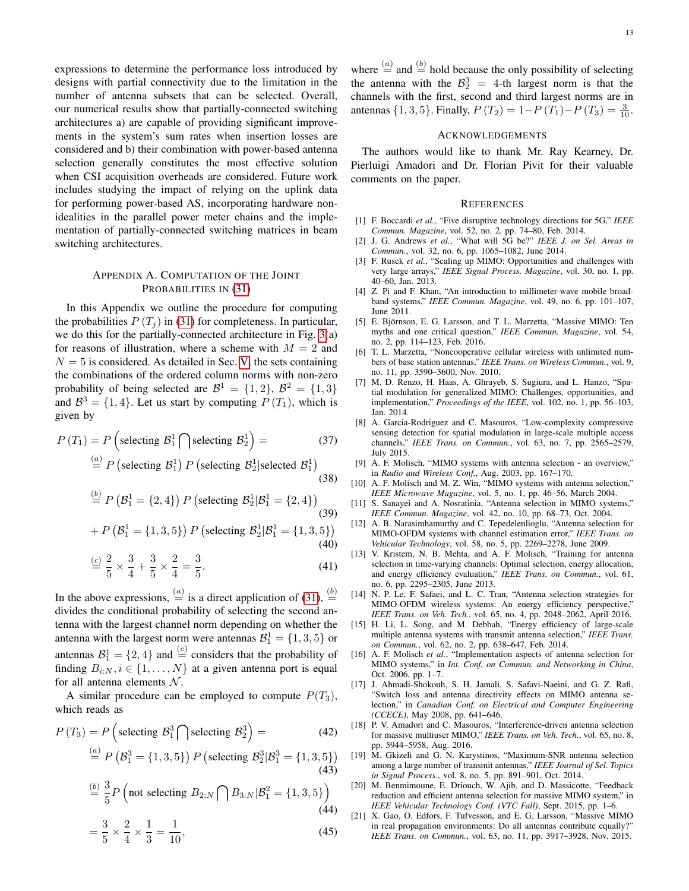expressions to determine the performance loss introduced by designs with partial connectivity due to the limitation in the number of antenna subsets that can be selected. Overall, our numerical results show that partially-connected switching architectures a) are capable of providing significant improvements in the system's sum rates when insertion losses are considered and b) their combination with power-based antenna selection generally constitutes the most effective solution when CSI acquisition overheads are considered. Future work includes studying the impact of relying on the uplink data for performing power-based AS, incorporating hardware non-idealities in the parallel power meter chains and the implementation of partially-connected switching matrices in beam switching architectures.

## Appendix A. Computation of the Joint Probabilities in (31)

In this Appendix we outline the procedure for computing the probabilities $P(T_j)$ in (31) for completeness. In particular, we do this for the partially-connected architecture in Fig. 3(a) for reasons of illustration, where a scheme with $M = 2$ and $N = 5$ is considered. As detailed in Sec. V, the sets containing the combinations of the ordered column norms with non-zero probability of being selected are $\mathcal{B}^1 = \{1, 2\}$, $\mathcal{B}^2 = \{1, 3\}$ and $\mathcal{B}^3 = \{1, 4\}$. Let us start by computing $P(T_1)$, which is given by

$$P(T_1) = P\left(\text{selecting } \mathcal{B}_1^1 \bigcap \text{selecting } \mathcal{B}_2^1\right) = \tag{37}$$

$$\overset{(a)}{=} P\left(\text{selecting } \mathcal{B}_1^1\right) P\left(\text{selecting } \mathcal{B}_2^1 | \text{selected } \mathcal{B}_1^1\right) \tag{38}$$

$$\overset{(b)}{=} P\left(\mathcal{B}_1^1 = \{2, 4\}\right) P\left(\text{selecting } \mathcal{B}_2^1 | \mathcal{B}_1^1 = \{2, 4\}\right) \tag{39}$$

$$+ P\left(\mathcal{B}_1^1 = \{1, 3, 5\}\right) P\left(\text{selecting } \mathcal{B}_2^1 | \mathcal{B}_1^1 = \{1, 3, 5\}\right) \tag{40}$$

$$\overset{(c)}{=} \frac{2}{5} \times \frac{3}{4} + \frac{3}{5} \times \frac{2}{4} = \frac{3}{5}. \tag{41}$$

In the above expressions, $\overset{(a)}{=}$ is a direct application of (31), $\overset{(b)}{=}$ divides the conditional probability of selecting the second antenna with the largest channel norm depending on whether the antenna with the largest norm were antennas $\mathcal{B}_1^1 = \{1, 3, 5\}$ or antennas $\mathcal{B}_1^1 = \{2, 4\}$ and $\overset{(c)}{=}$ considers that the probability of finding $B_{i:N}, i \in \{1, \ldots, N\}$ at a given antenna port is equal for all antenna elements $\mathcal{N}$.

A similar procedure can be employed to compute $P(T_3)$, which reads as

$$P(T_3) = P\left(\text{selecting } \mathcal{B}_1^3 \bigcap \text{selecting } \mathcal{B}_2^3\right) = \tag{42}$$

$$\overset{(a)}{=} P\left(\mathcal{B}_1^3 = \{1, 3, 5\}\right) P\left(\text{selecting } \mathcal{B}_2^3 | \mathcal{B}_1^3 = \{1, 3, 5\}\right) \tag{43}$$

$$\overset{(b)}{=} \frac{3}{5} P\left(\text{not selecting } B_{2:N} \bigcap B_{3:N} | \mathcal{B}_1^2 = \{1, 3, 5\}\right) \tag{44}$$

$$= \frac{3}{5} \times \frac{2}{4} \times \frac{1}{3} = \frac{1}{10}, \tag{45}$$

where $\overset{(a)}{=}$ and $\overset{(b)}{=}$ hold because the only possibility of selecting the antenna with the $\mathcal{B}_2^3 = 4$-th largest norm is that the channels with the first, second and third largest norms are in antennas $\{1, 3, 5\}$. Finally, $P(T_2) = 1 - P(T_1) - P(T_3) = \frac{3}{10}$.

## Acknowledgements

The authors would like to thank Mr. Ray Kearney, Dr. Pierluigi Amadori and Dr. Florian Pivit for their valuable comments on the paper.

## References

[1] F. Boccardi *et al.*, "Five disruptive technology directions for 5G," *IEEE Commun. Magazine*, vol. 52, no. 2, pp. 74–80, Feb. 2014.

[2] J. G. Andrews *et al.*, "What will 5G be?" *IEEE J. on Sel. Areas in Commun.*, vol. 32, no. 6, pp. 1065–1082, June 2014.

[3] F. Rusek *et al.*, "Scaling up MIMO: Opportunities and challenges with very large arrays," *IEEE Signal Process. Magazine*, vol. 30, no. 1, pp. 40–60, Jan. 2013.

[4] Z. Pi and F. Khan, "An introduction to millimeter-wave mobile broadband systems," *IEEE Commun. Magazine*, vol. 49, no. 6, pp. 101–107, June 2011.

[5] E. Björnson, E. G. Larsson, and T. L. Marzetta, "Massive MIMO: Ten myths and one critical question," *IEEE Commun. Magazine*, vol. 54, no. 2, pp. 114–123, Feb. 2016.

[6] T. L. Marzetta, "Noncooperative cellular wireless with unlimited numbers of base station antennas," *IEEE Trans. on Wireless Commun.*, vol. 9, no. 11, pp. 3590–3600, Nov. 2010.

[7] M. D. Renzo, H. Haas, A. Ghrayeb, S. Sugiura, and L. Hanzo, "Spatial modulation for generalized MIMO: Challenges, opportunities, and implementation," *Proceedings of the IEEE*, vol. 102, no. 1, pp. 56–103, Jan. 2014.

[8] A. Garcia-Rodriguez and C. Masouros, "Low-complexity compressive sensing detection for spatial modulation in large-scale multiple access channels," *IEEE Trans. on Commun.*, vol. 63, no. 7, pp. 2565–2579, July 2015.

[9] A. F. Molisch, "MIMO systems with antenna selection - an overview," in *Radio and Wireless Conf.*, Aug. 2003, pp. 167–170.

[10] A. F. Molisch and M. Z. Win, "MIMO systems with antenna selection," *IEEE Microwave Magazine*, vol. 5, no. 1, pp. 46–56, March 2004.

[11] S. Sanayei and A. Nosratinia, "Antenna selection in MIMO systems," *IEEE Commun. Magazine*, vol. 42, no. 10, pp. 68–73, Oct. 2004.

[12] A. B. Narasimhamurthy and C. Tepedelenlioglu, "Antenna selection for MIMO-OFDM systems with channel estimation error," *IEEE Trans. on Vehicular Technology*, vol. 58, no. 5, pp. 2269–2278, June 2009.

[13] V. Kristem, N. B. Mehta, and A. F. Molisch, "Training for antenna selection in time-varying channels: Optimal selection, energy allocation, and energy efficiency evaluation," *IEEE Trans. on Commun.*, vol. 61, no. 6, pp. 2295–2305, June 2013.

[14] N. P. Le, F. Safaei, and L. C. Tran, "Antenna selection strategies for MIMO-OFDM wireless systems: An energy efficiency perspective," *IEEE Trans. on Veh. Tech.*, vol. 65, no. 4, pp. 2048–2062, April 2016.

[15] H. Li, L. Song, and M. Debbah, "Energy efficiency of large-scale multiple antenna systems with transmit antenna selection," *IEEE Trans. on Commun.*, vol. 62, no. 2, pp. 638–647, Feb. 2014.

[16] A. F. Molisch *et al.*, "Implementation aspects of antenna selection for MIMO systems," in *Int. Conf. on Commun. and Networking in China*, Oct. 2006, pp. 1–7.

[17] J. Ahmadi-Shokouh, S. H. Jamali, S. Safavi-Naeini, and G. Z. Rafi, "Switch loss and antenna directivity effects on MIMO antenna selection," in *Canadian Conf. on Electrical and Computer Engineering (CCECE)*, May 2008, pp. 641–646.

[18] P. V. Amadori and C. Masouros, "Interference-driven antenna selection for massive multiuser MIMO," *IEEE Trans. on Veh. Tech.*, vol. 65, no. 8, pp. 5944–5958, Aug. 2016.

[19] M. Gkizeli and G. N. Karystinos, "Maximum-SNR antenna selection among a large number of transmit antennas," *IEEE Journal of Sel. Topics in Signal Process.*, vol. 8, no. 5, pp. 891–901, Oct. 2014.

[20] M. Benmimoune, E. Driouch, W. Ajib, and D. Massicotte, "Feedback reduction and efficient antenna selection for massive MIMO system," in *IEEE Vehicular Technology Conf. (VTC Fall)*, Sept. 2015, pp. 1–6.

[21] X. Gao, O. Edfors, F. Tufvesson, and E. G. Larsson, "Massive MIMO in real propagation environments: Do all antennas contribute equally?" *IEEE Trans. on Commun.*, vol. 63, no. 11, pp. 3917–3928, Nov. 2015.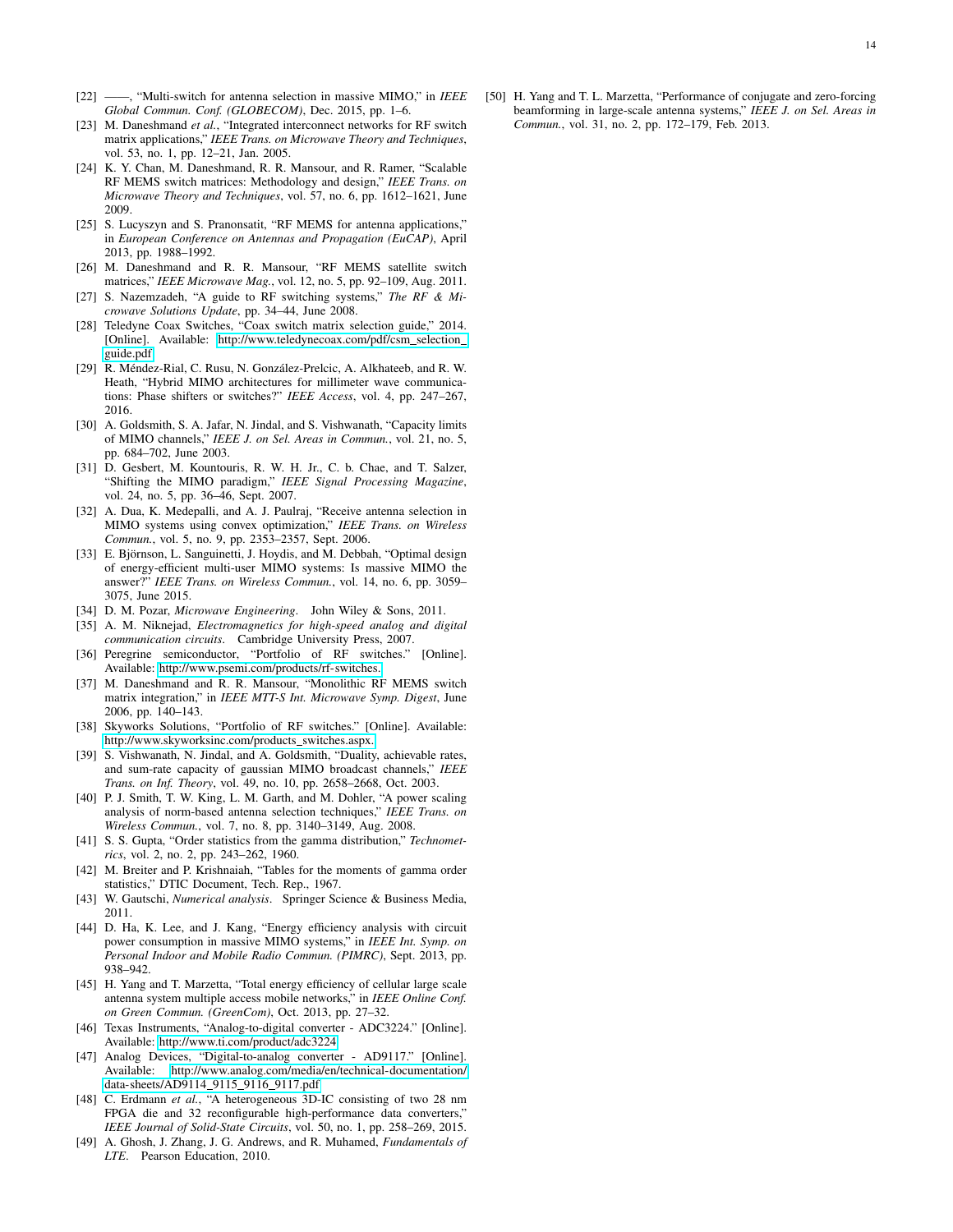[22] ——, "Multi-switch for antenna selection in massive MIMO," in *IEEE Global Commun. Conf. (GLOBECOM)*, Dec. 2015, pp. 1–6.

[23] M. Daneshmand *et al.*, "Integrated interconnect networks for RF switch matrix applications," *IEEE Trans. on Microwave Theory and Techniques*, vol. 53, no. 1, pp. 12–21, Jan. 2005.

[24] K. Y. Chan, M. Daneshmand, R. R. Mansour, and R. Ramer, "Scalable RF MEMS switch matrices: Methodology and design," *IEEE Trans. on Microwave Theory and Techniques*, vol. 57, no. 6, pp. 1612–1621, June 2009.

[25] S. Lucyszyn and S. Pranonsatit, "RF MEMS for antenna applications," in *European Conference on Antennas and Propagation (EuCAP)*, April 2013, pp. 1988–1992.

[26] M. Daneshmand and R. R. Mansour, "RF MEMS satellite switch matrices," *IEEE Microwave Mag.*, vol. 12, no. 5, pp. 92–109, Aug. 2011.

[27] S. Nazemzadeh, "A guide to RF switching systems," *The RF & Microwave Solutions Update*, pp. 34–44, June 2008.

[28] Teledyne Coax Switches, "Coax switch matrix selection guide," 2014. [Online]. Available: http://www.teledynecoax.com/pdf/csm_selection_guide.pdf

[29] R. Méndez-Rial, C. Rusu, N. González-Prelcic, A. Alkhateeb, and R. W. Heath, "Hybrid MIMO architectures for millimeter wave communications: Phase shifters or switches?" *IEEE Access*, vol. 4, pp. 247–267, 2016.

[30] A. Goldsmith, S. A. Jafar, N. Jindal, and S. Vishwanath, "Capacity limits of MIMO channels," *IEEE J. on Sel. Areas in Commun.*, vol. 21, no. 5, pp. 684–702, June 2003.

[31] D. Gesbert, M. Kountouris, R. W. H. Jr., C. b. Chae, and T. Salzer, "Shifting the MIMO paradigm," *IEEE Signal Processing Magazine*, vol. 24, no. 5, pp. 36–46, Sept. 2007.

[32] A. Dua, K. Medepalli, and A. J. Paulraj, "Receive antenna selection in MIMO systems using convex optimization," *IEEE Trans. on Wireless Commun.*, vol. 5, no. 9, pp. 2353–2357, Sept. 2006.

[33] E. Björnson, L. Sanguinetti, J. Hoydis, and M. Debbah, "Optimal design of energy-efficient multi-user MIMO systems: Is massive MIMO the answer?" *IEEE Trans. on Wireless Commun.*, vol. 14, no. 6, pp. 3059–3075, June 2015.

[34] D. M. Pozar, *Microwave Engineering*. John Wiley & Sons, 2011.

[35] A. M. Niknejad, *Electromagnetics for high-speed analog and digital communication circuits*. Cambridge University Press, 2007.

[36] Peregrine semiconductor, "Portfolio of RF switches." [Online]. Available: http://www.psemi.com/products/rf-switches.

[37] M. Daneshmand and R. R. Mansour, "Monolithic RF MEMS switch matrix integration," in *IEEE MTT-S Int. Microwave Symp. Digest*, June 2006, pp. 140–143.

[38] Skyworks Solutions, "Portfolio of RF switches." [Online]. Available: http://www.skyworksinc.com/products_switches.aspx.

[39] S. Vishwanath, N. Jindal, and A. Goldsmith, "Duality, achievable rates, and sum-rate capacity of gaussian MIMO broadcast channels," *IEEE Trans. on Inf. Theory*, vol. 49, no. 10, pp. 2658–2668, Oct. 2003.

[40] P. J. Smith, T. W. King, L. M. Garth, and M. Dohler, "A power scaling analysis of norm-based antenna selection techniques," *IEEE Trans. on Wireless Commun.*, vol. 7, no. 8, pp. 3140–3149, Aug. 2008.

[41] S. S. Gupta, "Order statistics from the gamma distribution," *Technometrics*, vol. 2, no. 2, pp. 243–262, 1960.

[42] M. Breiter and P. Krishnaiah, "Tables for the moments of gamma order statistics," DTIC Document, Tech. Rep., 1967.

[43] W. Gautschi, *Numerical analysis*. Springer Science & Business Media, 2011.

[44] D. Ha, K. Lee, and J. Kang, "Energy efficiency analysis with circuit power consumption in massive MIMO systems," in *IEEE Int. Symp. on Personal Indoor and Mobile Radio Commun. (PIMRC)*, Sept. 2013, pp. 938–942.

[45] H. Yang and T. Marzetta, "Total energy efficiency of cellular large scale antenna system multiple access mobile networks," in *IEEE Online Conf. on Green Commun. (GreenCom)*, Oct. 2013, pp. 27–32.

[46] Texas Instruments, "Analog-to-digital converter - ADC3224." [Online]. Available: http://www.ti.com/product/adc3224

[47] Analog Devices, "Digital-to-analog converter - AD9117." [Online]. Available: http://www.analog.com/media/en/technical-documentation/data-sheets/AD9114_9115_9116_9117.pdf

[48] C. Erdmann *et al.*, "A heterogeneous 3D-IC consisting of two 28 nm FPGA die and 32 reconfigurable high-performance data converters," *IEEE Journal of Solid-State Circuits*, vol. 50, no. 1, pp. 258–269, 2015.

[49] A. Ghosh, J. Zhang, J. G. Andrews, and R. Muhamed, *Fundamentals of LTE*. Pearson Education, 2010.

[50] H. Yang and T. L. Marzetta, "Performance of conjugate and zero-forcing beamforming in large-scale antenna systems," *IEEE J. on Sel. Areas in Commun.*, vol. 31, no. 2, pp. 172–179, Feb. 2013.